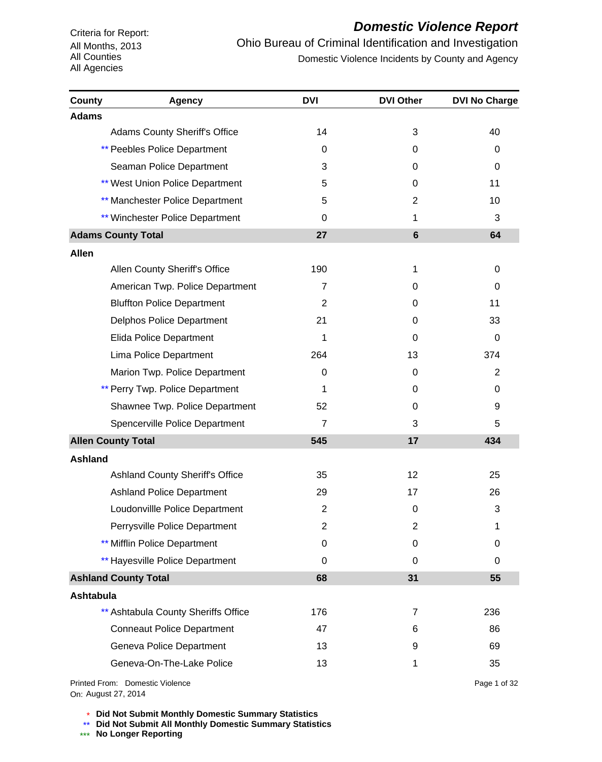Criteria for Report:
All Months, 2013
All Counties
All Agencies

# *Domestic Violence Report*

## Ohio Bureau of Criminal Identification and Investigation

### Domestic Violence Incidents by County and Agency

| County | Agency | DVI | DVI Other | DVI No Charge |
|---|---|---|---|---|
| **Adams** | | | | |
| | Adams County Sheriff's Office | 14 | 3 | 40 |
| | ** Peebles Police Department | 0 | 0 | 0 |
| | Seaman Police Department | 3 | 0 | 0 |
| | ** West Union Police Department | 5 | 0 | 11 |
| | ** Manchester Police Department | 5 | 2 | 10 |
| | ** Winchester Police Department | 0 | 1 | 3 |
| **Adams County Total** | | **27** | **6** | **64** |
| **Allen** | | | | |
| | Allen County Sheriff's Office | 190 | 1 | 0 |
| | American Twp. Police Department | 7 | 0 | 0 |
| | Bluffton Police Department | 2 | 0 | 11 |
| | Delphos Police Department | 21 | 0 | 33 |
| | Elida Police Department | 1 | 0 | 0 |
| | Lima Police Department | 264 | 13 | 374 |
| | Marion Twp. Police Department | 0 | 0 | 2 |
| | ** Perry Twp. Police Department | 1 | 0 | 0 |
| | Shawnee Twp. Police Department | 52 | 0 | 9 |
| | Spencerville Police Department | 7 | 3 | 5 |
| **Allen County Total** | | **545** | **17** | **434** |
| **Ashland** | | | | |
| | Ashland County Sheriff's Office | 35 | 12 | 25 |
| | Ashland Police Department | 29 | 17 | 26 |
| | Loudonvillle Police Department | 2 | 0 | 3 |
| | Perrysville Police Department | 2 | 2 | 1 |
| | ** Mifflin Police Department | 0 | 0 | 0 |
| | ** Hayesville Police Department | 0 | 0 | 0 |
| **Ashland County Total** | | **68** | **31** | **55** |
| **Ashtabula** | | | | |
| | ** Ashtabula County Sheriffs Office | 176 | 7 | 236 |
| | Conneaut Police Department | 47 | 6 | 86 |
| | Geneva Police Department | 13 | 9 | 69 |
| | Geneva-On-The-Lake Police | 13 | 1 | 35 |

Printed From: Domestic Violence
On: August 27, 2014

\* **Did Not Submit Monthly Domestic Summary Statistics**
** **Did Not Submit All Monthly Domestic Summary Statistics**
*** **No Longer Reporting**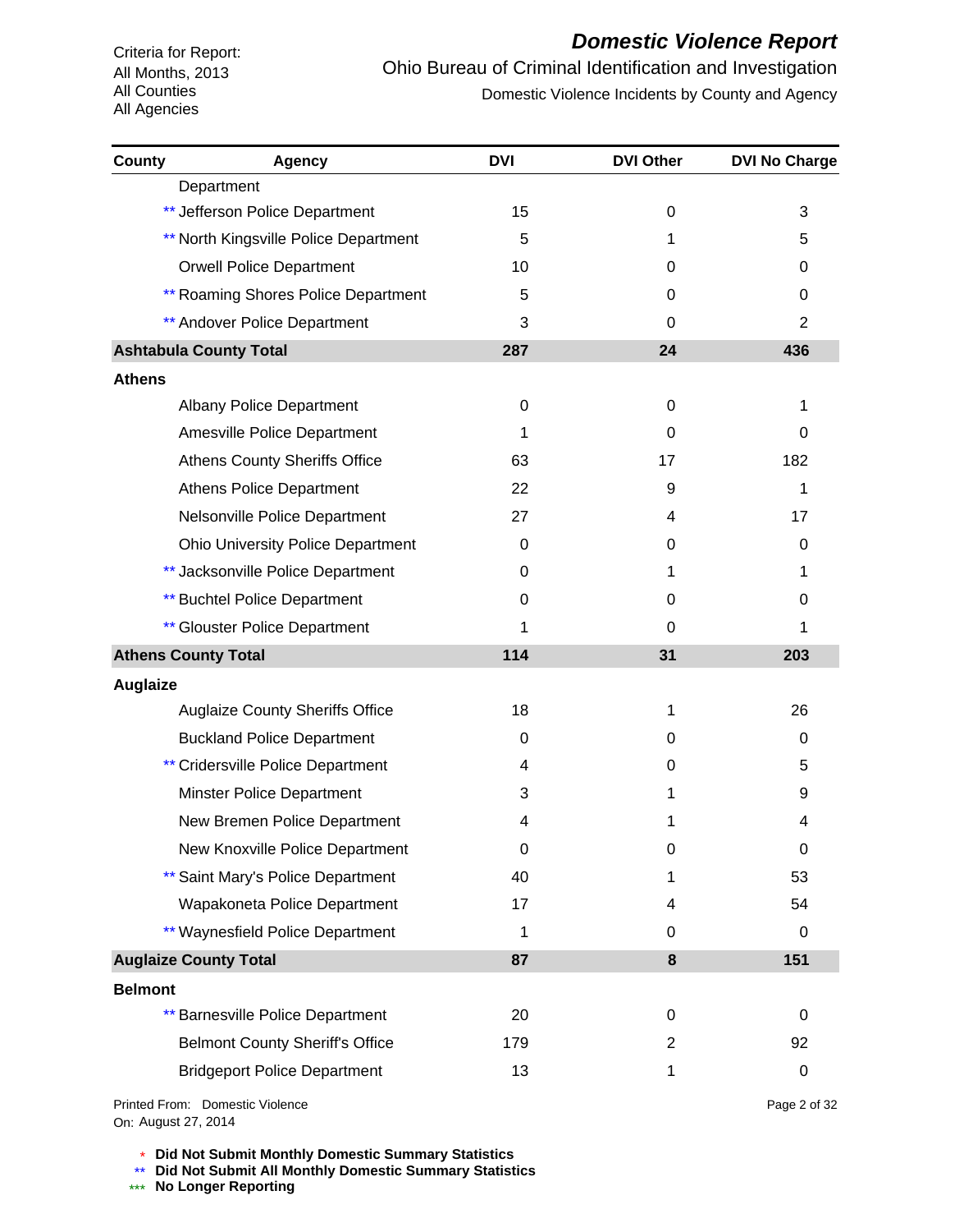Criteria for Report:
All Months, 2013
All Counties
All Agencies

# Domestic Violence Report

## Ohio Bureau of Criminal Identification and Investigation

### Domestic Violence Incidents by County and Agency

| County | Agency | DVI | DVI Other | DVI No Charge |
|---|---|---|---|---|
| | Department | | | |
| | ** Jefferson Police Department | 15 | 0 | 3 |
| | ** North Kingsville Police Department | 5 | 1 | 5 |
| | Orwell Police Department | 10 | 0 | 0 |
| | ** Roaming Shores Police Department | 5 | 0 | 0 |
| | ** Andover Police Department | 3 | 0 | 2 |
| **Ashtabula County Total** | | **287** | **24** | **436** |
| **Athens** | | | | |
| | Albany Police Department | 0 | 0 | 1 |
| | Amesville Police Department | 1 | 0 | 0 |
| | Athens County Sheriffs Office | 63 | 17 | 182 |
| | Athens Police Department | 22 | 9 | 1 |
| | Nelsonville Police Department | 27 | 4 | 17 |
| | Ohio University Police Department | 0 | 0 | 0 |
| | ** Jacksonville Police Department | 0 | 1 | 1 |
| | ** Buchtel Police Department | 0 | 0 | 0 |
| | ** Glouster Police Department | 1 | 0 | 1 |
| **Athens County Total** | | **114** | **31** | **203** |
| **Auglaize** | | | | |
| | Auglaize County Sheriffs Office | 18 | 1 | 26 |
| | Buckland Police Department | 0 | 0 | 0 |
| | ** Cridersville Police Department | 4 | 0 | 5 |
| | Minster Police Department | 3 | 1 | 9 |
| | New Bremen Police Department | 4 | 1 | 4 |
| | New Knoxville Police Department | 0 | 0 | 0 |
| | ** Saint Mary's Police Department | 40 | 1 | 53 |
| | Wapakoneta Police Department | 17 | 4 | 54 |
| | ** Waynesfield Police Department | 1 | 0 | 0 |
| **Auglaize County Total** | | **87** | **8** | **151** |
| **Belmont** | | | | |
| | ** Barnesville Police Department | 20 | 0 | 0 |
| | Belmont County Sheriff's Office | 179 | 2 | 92 |
| | Bridgeport Police Department | 13 | 1 | 0 |

Printed From: Domestic Violence
On: August 27, 2014

\* **Did Not Submit Monthly Domestic Summary Statistics**
\** **Did Not Submit All Monthly Domestic Summary Statistics**
\*** **No Longer Reporting**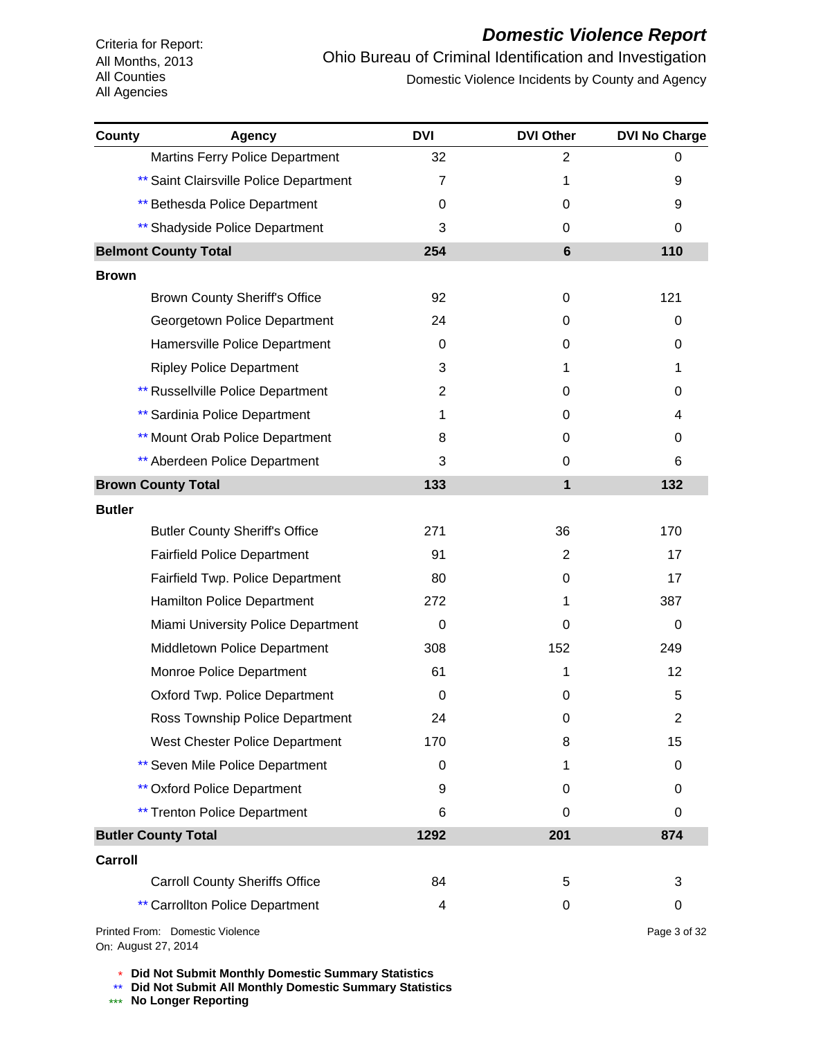Criteria for Report:
All Months, 2013
All Counties
All Agencies

# *Domestic Violence Report*

Ohio Bureau of Criminal Identification and Investigation

Domestic Violence Incidents by County and Agency

| County | Agency | DVI | DVI Other | DVI No Charge |
|---|---|---|---|---|
| | Martins Ferry Police Department | 32 | 2 | 0 |
| | ** Saint Clairsville Police Department | 7 | 1 | 9 |
| | ** Bethesda Police Department | 0 | 0 | 9 |
| | ** Shadyside Police Department | 3 | 0 | 0 |
| **Belmont County Total** | | **254** | **6** | **110** |
| **Brown** | | | | |
| | Brown County Sheriff's Office | 92 | 0 | 121 |
| | Georgetown Police Department | 24 | 0 | 0 |
| | Hamersville Police Department | 0 | 0 | 0 |
| | Ripley Police Department | 3 | 1 | 1 |
| | ** Russellville Police Department | 2 | 0 | 0 |
| | ** Sardinia Police Department | 1 | 0 | 4 |
| | ** Mount Orab Police Department | 8 | 0 | 0 |
| | ** Aberdeen Police Department | 3 | 0 | 6 |
| **Brown County Total** | | **133** | **1** | **132** |
| **Butler** | | | | |
| | Butler County Sheriff's Office | 271 | 36 | 170 |
| | Fairfield Police Department | 91 | 2 | 17 |
| | Fairfield Twp. Police Department | 80 | 0 | 17 |
| | Hamilton Police Department | 272 | 1 | 387 |
| | Miami University Police Department | 0 | 0 | 0 |
| | Middletown Police Department | 308 | 152 | 249 |
| | Monroe Police Department | 61 | 1 | 12 |
| | Oxford Twp. Police Department | 0 | 0 | 5 |
| | Ross Township Police Department | 24 | 0 | 2 |
| | West Chester Police Department | 170 | 8 | 15 |
| | ** Seven Mile Police Department | 0 | 1 | 0 |
| | ** Oxford Police Department | 9 | 0 | 0 |
| | ** Trenton Police Department | 6 | 0 | 0 |
| **Butler County Total** | | **1292** | **201** | **874** |
| **Carroll** | | | | |
| | Carroll County Sheriffs Office | 84 | 5 | 3 |
| | ** Carrollton Police Department | 4 | 0 | 0 |

Printed From: Domestic Violence
On: August 27, 2014

\* **Did Not Submit Monthly Domestic Summary Statistics**
** **Did Not Submit All Monthly Domestic Summary Statistics**
*** **No Longer Reporting**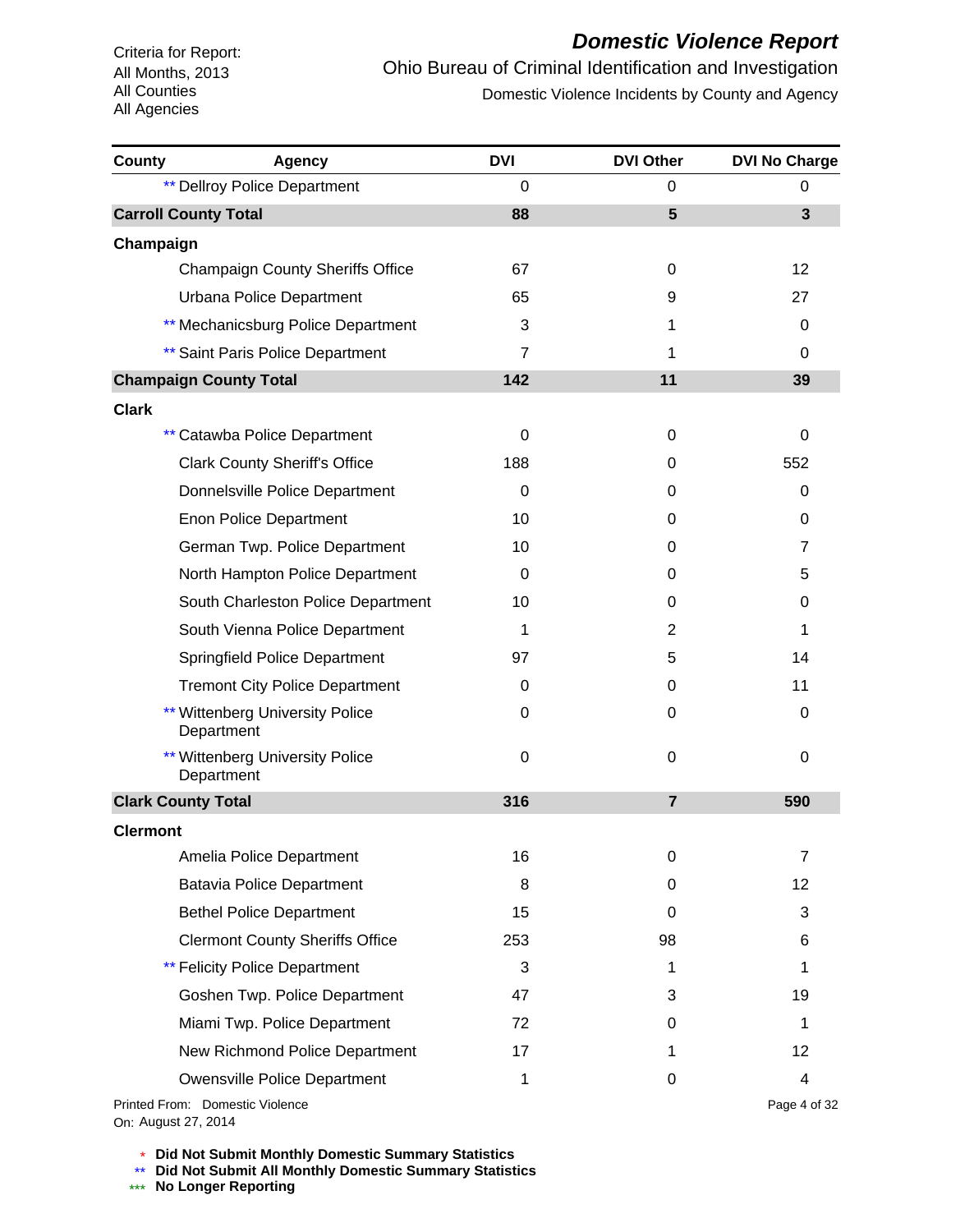Criteria for Report:
All Months, 2013
All Counties
All Agencies

# *Domestic Violence Report*

Ohio Bureau of Criminal Identification and Investigation

Domestic Violence Incidents by County and Agency

| County | Agency | DVI | DVI Other | DVI No Charge |
|---|---|---|---|---|
| | ** Dellroy Police Department | 0 | 0 | 0 |
| **Carroll County Total** | | **88** | **5** | **3** |
| **Champaign** | | | | |
| | Champaign County Sheriffs Office | 67 | 0 | 12 |
| | Urbana Police Department | 65 | 9 | 27 |
| | ** Mechanicsburg Police Department | 3 | 1 | 0 |
| | ** Saint Paris Police Department | 7 | 1 | 0 |
| **Champaign County Total** | | **142** | **11** | **39** |
| **Clark** | | | | |
| | ** Catawba Police Department | 0 | 0 | 0 |
| | Clark County Sheriff's Office | 188 | 0 | 552 |
| | Donnelsville Police Department | 0 | 0 | 0 |
| | Enon Police Department | 10 | 0 | 0 |
| | German Twp. Police Department | 10 | 0 | 7 |
| | North Hampton Police Department | 0 | 0 | 5 |
| | South Charleston Police Department | 10 | 0 | 0 |
| | South Vienna Police Department | 1 | 2 | 1 |
| | Springfield Police Department | 97 | 5 | 14 |
| | Tremont City Police Department | 0 | 0 | 11 |
| | ** Wittenberg University Police Department | 0 | 0 | 0 |
| | ** Wittenberg University Police Department | 0 | 0 | 0 |
| **Clark County Total** | | **316** | **7** | **590** |
| **Clermont** | | | | |
| | Amelia Police Department | 16 | 0 | 7 |
| | Batavia Police Department | 8 | 0 | 12 |
| | Bethel Police Department | 15 | 0 | 3 |
| | Clermont County Sheriffs Office | 253 | 98 | 6 |
| | ** Felicity Police Department | 3 | 1 | 1 |
| | Goshen Twp. Police Department | 47 | 3 | 19 |
| | Miami Twp. Police Department | 72 | 0 | 1 |
| | New Richmond Police Department | 17 | 1 | 12 |
| | Owensville Police Department | 1 | 0 | 4 |

Printed From: Domestic Violence
On: August 27, 2014

\* **Did Not Submit Monthly Domestic Summary Statistics**
\** **Did Not Submit All Monthly Domestic Summary Statistics**
\*** **No Longer Reporting**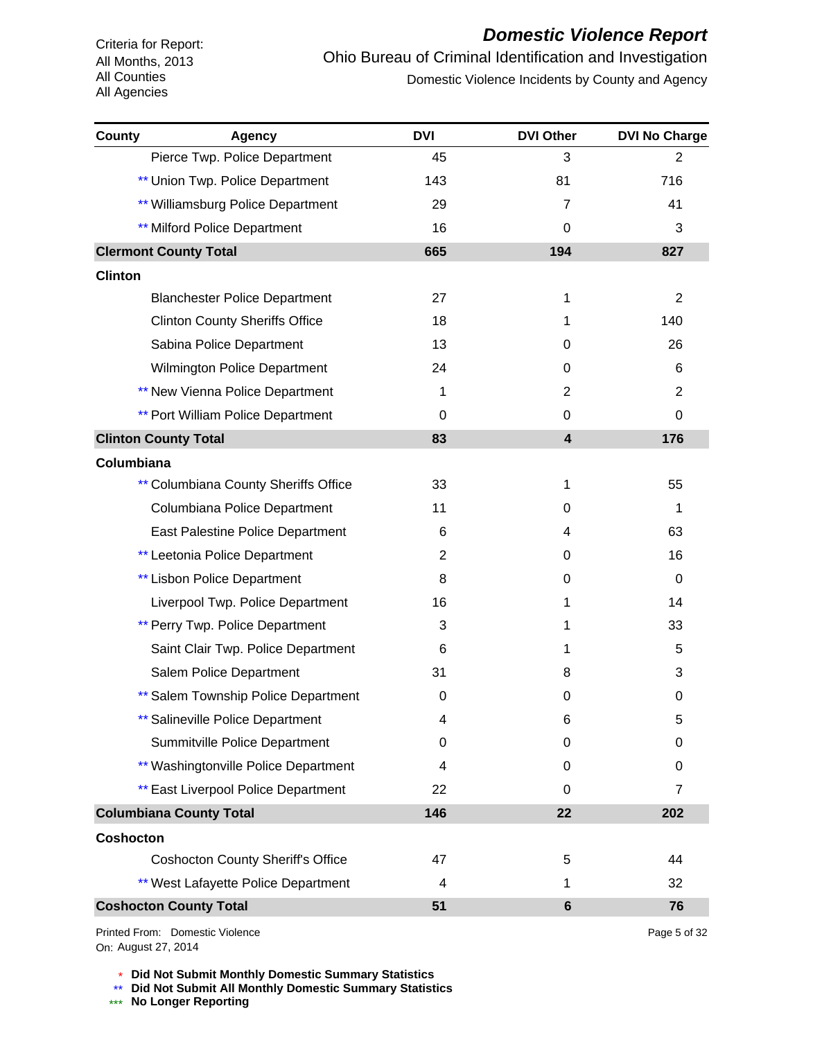Criteria for Report:
All Months, 2013
All Counties
All Agencies

# *Domestic Violence Report*

Ohio Bureau of Criminal Identification and Investigation

Domestic Violence Incidents by County and Agency

| County | Agency | DVI | DVI Other | DVI No Charge |
|---|---|---|---|---|
| | Pierce Twp. Police Department | 45 | 3 | 2 |
| | ** Union Twp. Police Department | 143 | 81 | 716 |
| | ** Williamsburg Police Department | 29 | 7 | 41 |
| | ** Milford Police Department | 16 | 0 | 3 |
| **Clermont County Total** | | **665** | **194** | **827** |
| **Clinton** | | | | |
| | Blanchester Police Department | 27 | 1 | 2 |
| | Clinton County Sheriffs Office | 18 | 1 | 140 |
| | Sabina Police Department | 13 | 0 | 26 |
| | Wilmington Police Department | 24 | 0 | 6 |
| | ** New Vienna Police Department | 1 | 2 | 2 |
| | ** Port William Police Department | 0 | 0 | 0 |
| **Clinton County Total** | | **83** | **4** | **176** |
| **Columbiana** | | | | |
| | ** Columbiana County Sheriffs Office | 33 | 1 | 55 |
| | Columbiana Police Department | 11 | 0 | 1 |
| | East Palestine Police Department | 6 | 4 | 63 |
| | ** Leetonia Police Department | 2 | 0 | 16 |
| | ** Lisbon Police Department | 8 | 0 | 0 |
| | Liverpool Twp. Police Department | 16 | 1 | 14 |
| | ** Perry Twp. Police Department | 3 | 1 | 33 |
| | Saint Clair Twp. Police Department | 6 | 1 | 5 |
| | Salem Police Department | 31 | 8 | 3 |
| | ** Salem Township Police Department | 0 | 0 | 0 |
| | ** Salineville Police Department | 4 | 6 | 5 |
| | Summitville Police Department | 0 | 0 | 0 |
| | ** Washingtonville Police Department | 4 | 0 | 0 |
| | ** East Liverpool Police Department | 22 | 0 | 7 |
| **Columbiana County Total** | | **146** | **22** | **202** |
| **Coshocton** | | | | |
| | Coshocton County Sheriff's Office | 47 | 5 | 44 |
| | ** West Lafayette Police Department | 4 | 1 | 32 |
| **Coshocton County Total** | | **51** | **6** | **76** |

Printed From: Domestic Violence
On: August 27, 2014

\* **Did Not Submit Monthly Domestic Summary Statistics**
** **Did Not Submit All Monthly Domestic Summary Statistics**
*** **No Longer Reporting**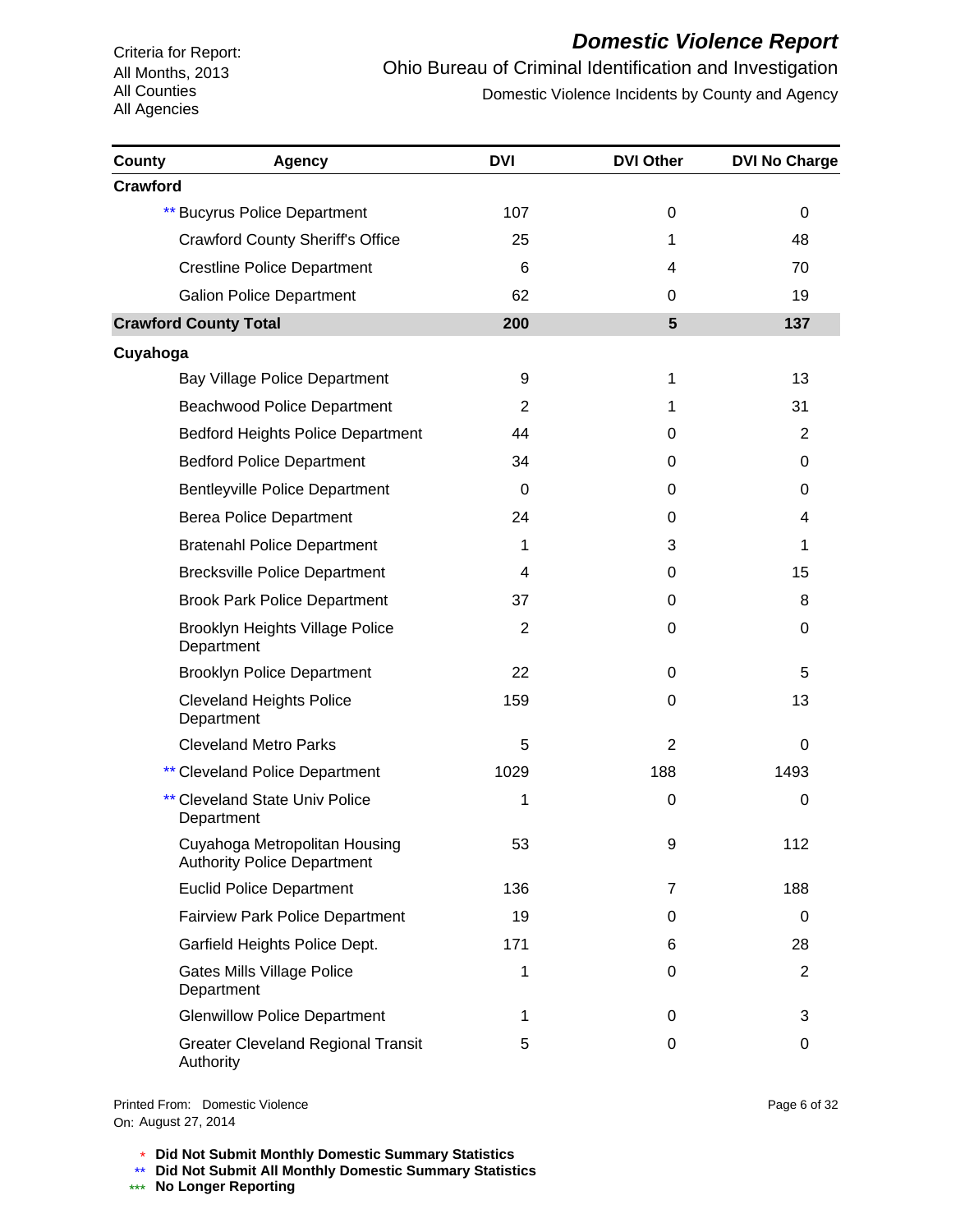# *Domestic Violence Report*

Ohio Bureau of Criminal Identification and Investigation

Domestic Violence Incidents by County and Agency

Criteria for Report:
All Months, 2013
All Counties
All Agencies

| County | Agency | DVI | DVI Other | DVI No Charge |
|---|---|---|---|---|
| **Crawford** | | | | |
| | ** Bucyrus Police Department | 107 | 0 | 0 |
| | Crawford County Sheriff's Office | 25 | 1 | 48 |
| | Crestline Police Department | 6 | 4 | 70 |
| | Galion Police Department | 62 | 0 | 19 |
| **Crawford County Total** | | **200** | **5** | **137** |
| **Cuyahoga** | | | | |
| | Bay Village Police Department | 9 | 1 | 13 |
| | Beachwood Police Department | 2 | 1 | 31 |
| | Bedford Heights Police Department | 44 | 0 | 2 |
| | Bedford Police Department | 34 | 0 | 0 |
| | Bentleyville Police Department | 0 | 0 | 0 |
| | Berea Police Department | 24 | 0 | 4 |
| | Bratenahl Police Department | 1 | 3 | 1 |
| | Brecksville Police Department | 4 | 0 | 15 |
| | Brook Park Police Department | 37 | 0 | 8 |
| | Brooklyn Heights Village Police Department | 2 | 0 | 0 |
| | Brooklyn Police Department | 22 | 0 | 5 |
| | Cleveland Heights Police Department | 159 | 0 | 13 |
| | Cleveland Metro Parks | 5 | 2 | 0 |
| | ** Cleveland Police Department | 1029 | 188 | 1493 |
| | ** Cleveland State Univ Police Department | 1 | 0 | 0 |
| | Cuyahoga Metropolitan Housing Authority Police Department | 53 | 9 | 112 |
| | Euclid Police Department | 136 | 7 | 188 |
| | Fairview Park Police Department | 19 | 0 | 0 |
| | Garfield Heights Police Dept. | 171 | 6 | 28 |
| | Gates Mills Village Police Department | 1 | 0 | 2 |
| | Glenwillow Police Department | 1 | 0 | 3 |
| | Greater Cleveland Regional Transit Authority | 5 | 0 | 0 |

Printed From: Domestic Violence
On: August 27, 2014

\* **Did Not Submit Monthly Domestic Summary Statistics**
** **Did Not Submit All Monthly Domestic Summary Statistics**
*** **No Longer Reporting**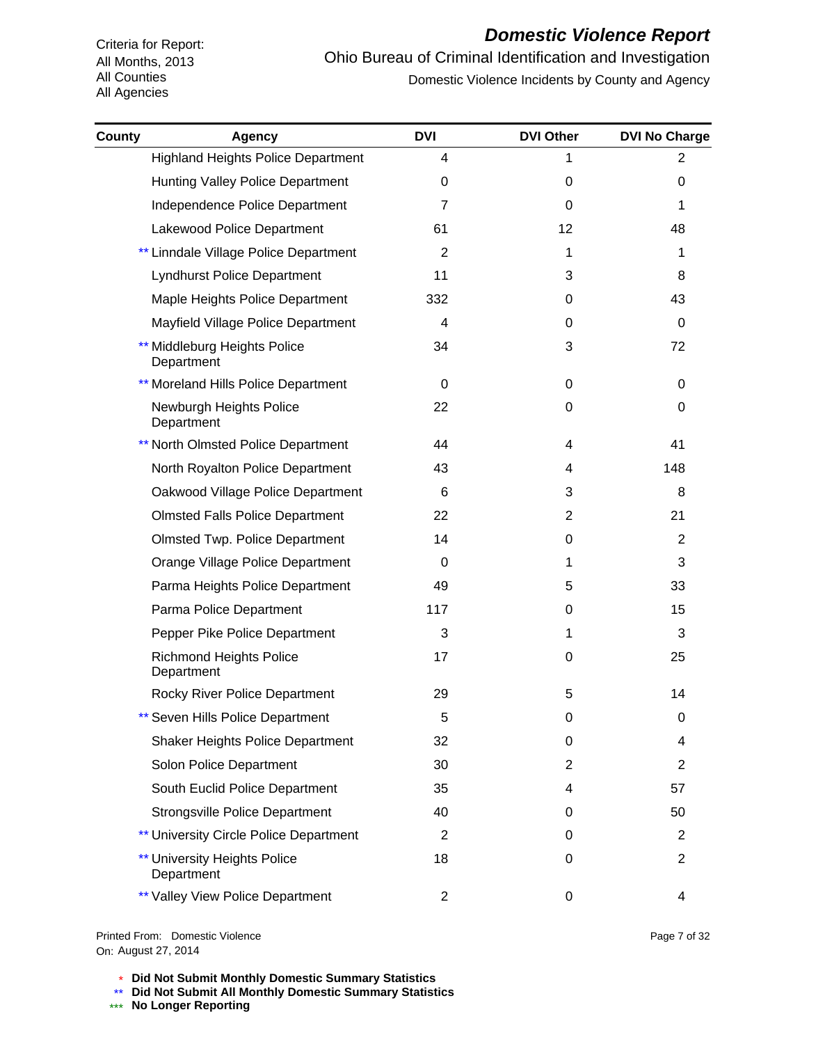Criteria for Report:
All Months, 2013
All Counties
All Agencies

# *Domestic Violence Report*

Ohio Bureau of Criminal Identification and Investigation

Domestic Violence Incidents by County and Agency

| County | Agency | DVI | DVI Other | DVI No Charge |
|---|---|---|---|---|
| | Highland Heights Police Department | 4 | 1 | 2 |
| | Hunting Valley Police Department | 0 | 0 | 0 |
| | Independence Police Department | 7 | 0 | 1 |
| | Lakewood Police Department | 61 | 12 | 48 |
| | ** Linndale Village Police Department | 2 | 1 | 1 |
| | Lyndhurst Police Department | 11 | 3 | 8 |
| | Maple Heights Police Department | 332 | 0 | 43 |
| | Mayfield Village Police Department | 4 | 0 | 0 |
| | ** Middleburg Heights Police Department | 34 | 3 | 72 |
| | ** Moreland Hills Police Department | 0 | 0 | 0 |
| | Newburgh Heights Police Department | 22 | 0 | 0 |
| | ** North Olmsted Police Department | 44 | 4 | 41 |
| | North Royalton Police Department | 43 | 4 | 148 |
| | Oakwood Village Police Department | 6 | 3 | 8 |
| | Olmsted Falls Police Department | 22 | 2 | 21 |
| | Olmsted Twp. Police Department | 14 | 0 | 2 |
| | Orange Village Police Department | 0 | 1 | 3 |
| | Parma Heights Police Department | 49 | 5 | 33 |
| | Parma Police Department | 117 | 0 | 15 |
| | Pepper Pike Police Department | 3 | 1 | 3 |
| | Richmond Heights Police Department | 17 | 0 | 25 |
| | Rocky River Police Department | 29 | 5 | 14 |
| | ** Seven Hills Police Department | 5 | 0 | 0 |
| | Shaker Heights Police Department | 32 | 0 | 4 |
| | Solon Police Department | 30 | 2 | 2 |
| | South Euclid Police Department | 35 | 4 | 57 |
| | Strongsville Police Department | 40 | 0 | 50 |
| | ** University Circle Police Department | 2 | 0 | 2 |
| | ** University Heights Police Department | 18 | 0 | 2 |
| | ** Valley View Police Department | 2 | 0 | 4 |

Printed From: Domestic Violence
On: August 27, 2014

\* **Did Not Submit Monthly Domestic Summary Statistics**
** **Did Not Submit All Monthly Domestic Summary Statistics**
*** **No Longer Reporting**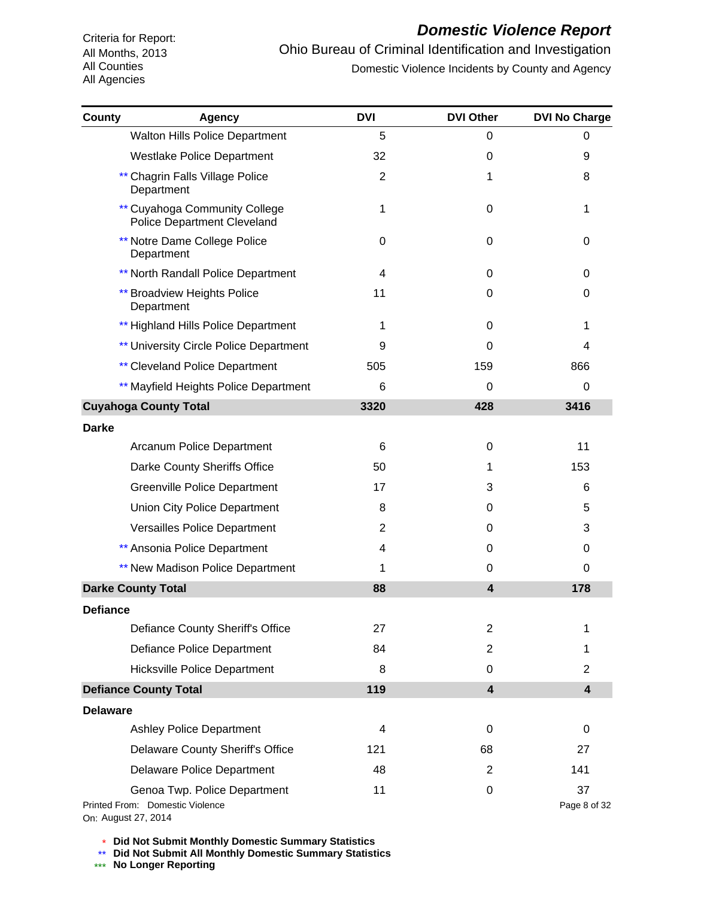Criteria for Report:
All Months, 2013
All Counties
All Agencies

# *Domestic Violence Report*

Ohio Bureau of Criminal Identification and Investigation

Domestic Violence Incidents by County and Agency

| County | Agency | DVI | DVI Other | DVI No Charge |
|---|---|---|---|---|
| | Walton Hills Police Department | 5 | 0 | 0 |
| | Westlake Police Department | 32 | 0 | 9 |
| | ** Chagrin Falls Village Police Department | 2 | 1 | 8 |
| | ** Cuyahoga Community College Police Department Cleveland | 1 | 0 | 1 |
| | ** Notre Dame College Police Department | 0 | 0 | 0 |
| | ** North Randall Police Department | 4 | 0 | 0 |
| | ** Broadview Heights Police Department | 11 | 0 | 0 |
| | ** Highland Hills Police Department | 1 | 0 | 1 |
| | ** University Circle Police Department | 9 | 0 | 4 |
| | ** Cleveland Police Department | 505 | 159 | 866 |
| | ** Mayfield Heights Police Department | 6 | 0 | 0 |
| **Cuyahoga County Total** | | **3320** | **428** | **3416** |
| **Darke** | | | | |
| | Arcanum Police Department | 6 | 0 | 11 |
| | Darke County Sheriffs Office | 50 | 1 | 153 |
| | Greenville Police Department | 17 | 3 | 6 |
| | Union City Police Department | 8 | 0 | 5 |
| | Versailles Police Department | 2 | 0 | 3 |
| | ** Ansonia Police Department | 4 | 0 | 0 |
| | ** New Madison Police Department | 1 | 0 | 0 |
| **Darke County Total** | | **88** | **4** | **178** |
| **Defiance** | | | | |
| | Defiance County Sheriff's Office | 27 | 2 | 1 |
| | Defiance Police Department | 84 | 2 | 1 |
| | Hicksville Police Department | 8 | 0 | 2 |
| **Defiance County Total** | | **119** | **4** | **4** |
| **Delaware** | | | | |
| | Ashley Police Department | 4 | 0 | 0 |
| | Delaware County Sheriff's Office | 121 | 68 | 27 |
| | Delaware Police Department | 48 | 2 | 141 |
| | Genoa Twp. Police Department | 11 | 0 | 37 |

Printed From: Domestic Violence
On: August 27, 2014

\* **Did Not Submit Monthly Domestic Summary Statistics**
** **Did Not Submit All Monthly Domestic Summary Statistics**
*** **No Longer Reporting**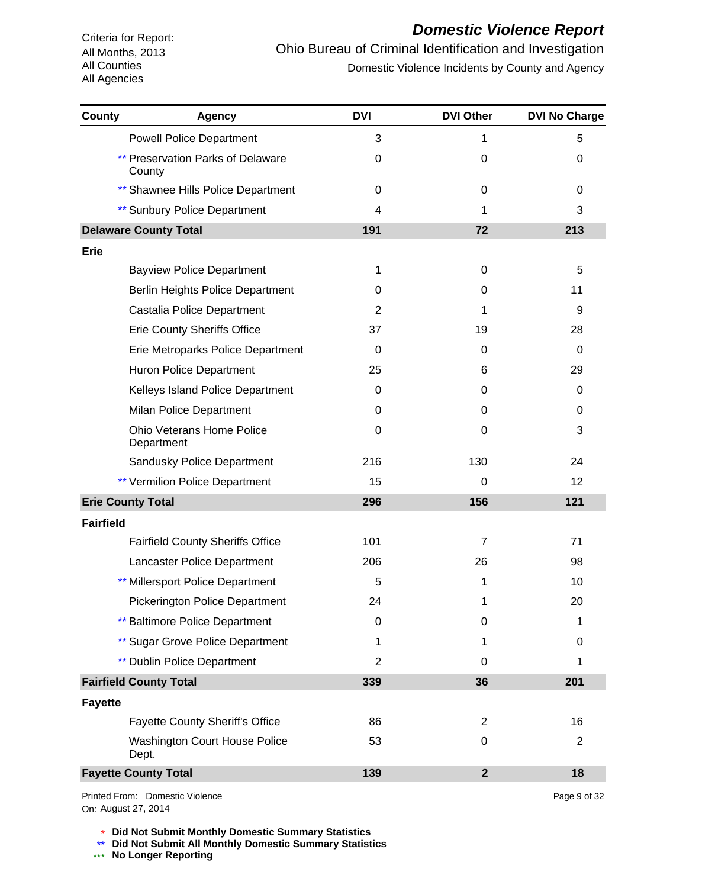# Domestic Violence Report

Ohio Bureau of Criminal Identification and Investigation

Domestic Violence Incidents by County and Agency

Criteria for Report:
All Months, 2013
All Counties
All Agencies

| County | Agency | DVI | DVI Other | DVI No Charge |
|---|---|---|---|---|
| | Powell Police Department | 3 | 1 | 5 |
| | ** Preservation Parks of Delaware County | 0 | 0 | 0 |
| | ** Shawnee Hills Police Department | 0 | 0 | 0 |
| | ** Sunbury Police Department | 4 | 1 | 3 |
| **Delaware County Total** | | **191** | **72** | **213** |
| **Erie** | | | | |
| | Bayview Police Department | 1 | 0 | 5 |
| | Berlin Heights Police Department | 0 | 0 | 11 |
| | Castalia Police Department | 2 | 1 | 9 |
| | Erie County Sheriffs Office | 37 | 19 | 28 |
| | Erie Metroparks Police Department | 0 | 0 | 0 |
| | Huron Police Department | 25 | 6 | 29 |
| | Kelleys Island Police Department | 0 | 0 | 0 |
| | Milan Police Department | 0 | 0 | 0 |
| | Ohio Veterans Home Police Department | 0 | 0 | 3 |
| | Sandusky Police Department | 216 | 130 | 24 |
| | ** Vermilion Police Department | 15 | 0 | 12 |
| **Erie County Total** | | **296** | **156** | **121** |
| **Fairfield** | | | | |
| | Fairfield County Sheriffs Office | 101 | 7 | 71 |
| | Lancaster Police Department | 206 | 26 | 98 |
| | ** Millersport Police Department | 5 | 1 | 10 |
| | Pickerington Police Department | 24 | 1 | 20 |
| | ** Baltimore Police Department | 0 | 0 | 1 |
| | ** Sugar Grove Police Department | 1 | 1 | 0 |
| | ** Dublin Police Department | 2 | 0 | 1 |
| **Fairfield County Total** | | **339** | **36** | **201** |
| **Fayette** | | | | |
| | Fayette County Sheriff's Office | 86 | 2 | 16 |
| | Washington Court House Police Dept. | 53 | 0 | 2 |
| **Fayette County Total** | | **139** | **2** | **18** |

Printed From: Domestic Violence
On: August 27, 2014

\* **Did Not Submit Monthly Domestic Summary Statistics**
** **Did Not Submit All Monthly Domestic Summary Statistics**
*** **No Longer Reporting**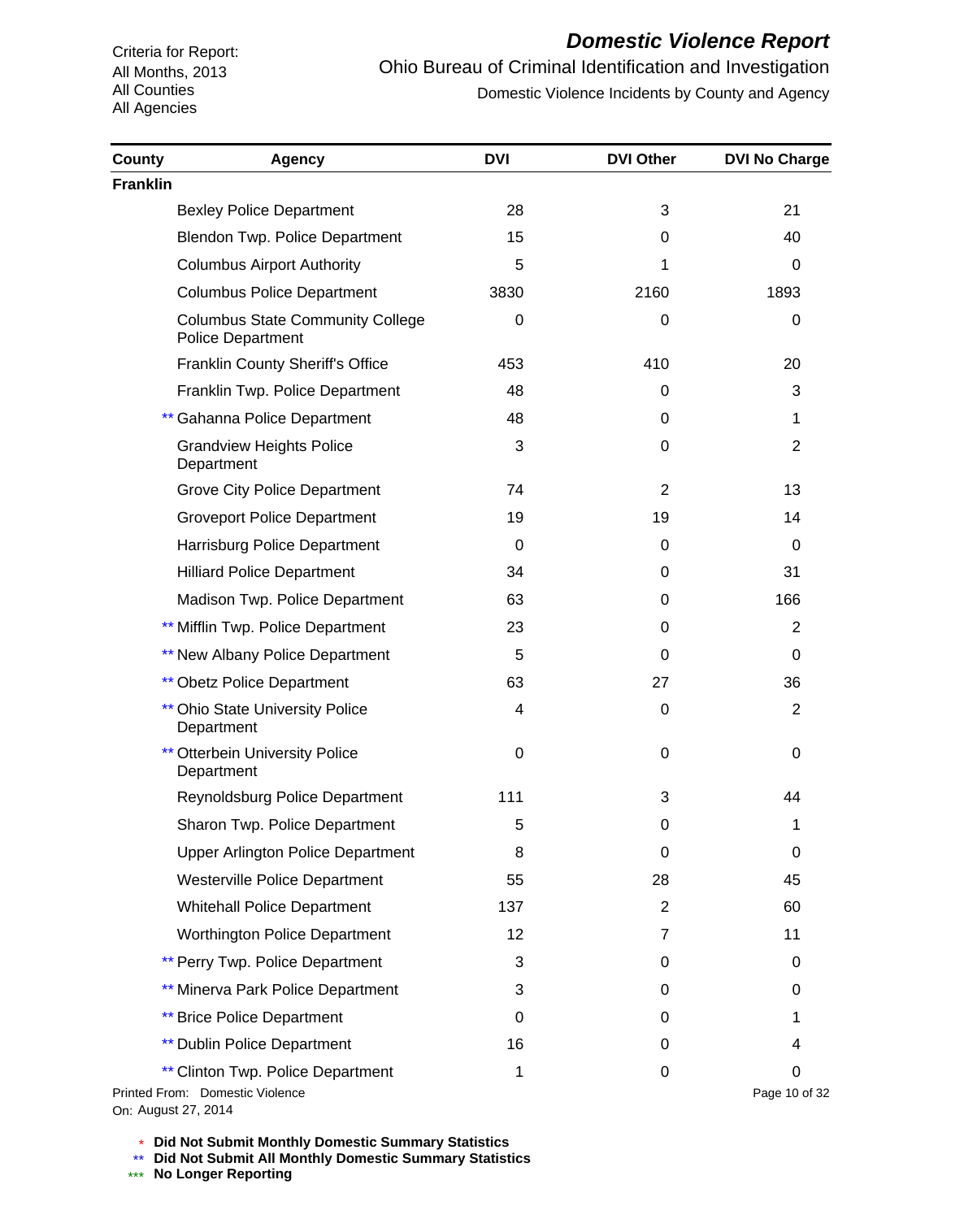Criteria for Report:
All Months, 2013
All Counties
All Agencies

# *Domestic Violence Report*

Ohio Bureau of Criminal Identification and Investigation

Domestic Violence Incidents by County and Agency

| County | Agency | DVI | DVI Other | DVI No Charge |
|---|---|---|---|---|
| **Franklin** | | | | |
| | Bexley Police Department | 28 | 3 | 21 |
| | Blendon Twp. Police Department | 15 | 0 | 40 |
| | Columbus Airport Authority | 5 | 1 | 0 |
| | Columbus Police Department | 3830 | 2160 | 1893 |
| | Columbus State Community College Police Department | 0 | 0 | 0 |
| | Franklin County Sheriff's Office | 453 | 410 | 20 |
| | Franklin Twp. Police Department | 48 | 0 | 3 |
| | ** Gahanna Police Department | 48 | 0 | 1 |
| | Grandview Heights Police Department | 3 | 0 | 2 |
| | Grove City Police Department | 74 | 2 | 13 |
| | Groveport Police Department | 19 | 19 | 14 |
| | Harrisburg Police Department | 0 | 0 | 0 |
| | Hilliard Police Department | 34 | 0 | 31 |
| | Madison Twp. Police Department | 63 | 0 | 166 |
| | ** Mifflin Twp. Police Department | 23 | 0 | 2 |
| | ** New Albany Police Department | 5 | 0 | 0 |
| | ** Obetz Police Department | 63 | 27 | 36 |
| | ** Ohio State University Police Department | 4 | 0 | 2 |
| | ** Otterbein University Police Department | 0 | 0 | 0 |
| | Reynoldsburg Police Department | 111 | 3 | 44 |
| | Sharon Twp. Police Department | 5 | 0 | 1 |
| | Upper Arlington Police Department | 8 | 0 | 0 |
| | Westerville Police Department | 55 | 28 | 45 |
| | Whitehall Police Department | 137 | 2 | 60 |
| | Worthington Police Department | 12 | 7 | 11 |
| | ** Perry Twp. Police Department | 3 | 0 | 0 |
| | ** Minerva Park Police Department | 3 | 0 | 0 |
| | ** Brice Police Department | 0 | 0 | 1 |
| | ** Dublin Police Department | 16 | 0 | 4 |
| | ** Clinton Twp. Police Department | 1 | 0 | 0 |

Printed From: Domestic Violence
On: August 27, 2014

\* **Did Not Submit Monthly Domestic Summary Statistics**
\*\* **Did Not Submit All Monthly Domestic Summary Statistics**
\*\*\* **No Longer Reporting**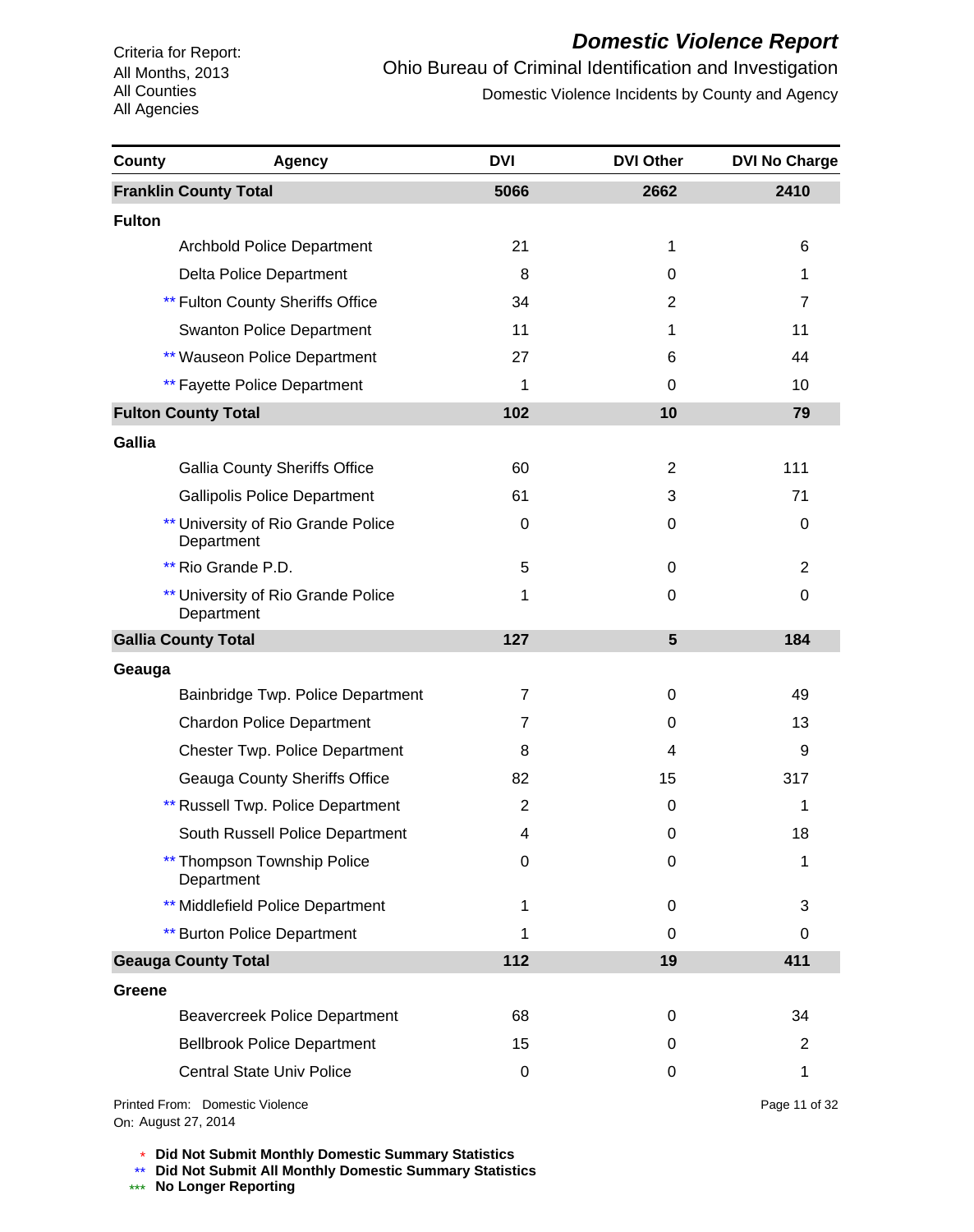Criteria for Report:
All Months, 2013
All Counties
All Agencies

# *Domestic Violence Report*

Ohio Bureau of Criminal Identification and Investigation

Domestic Violence Incidents by County and Agency

| County | Agency | DVI | DVI Other | DVI No Charge |
|---|---|---|---|---|
| **Franklin County Total** | | **5066** | **2662** | **2410** |
| **Fulton** | | | | |
| | Archbold Police Department | 21 | 1 | 6 |
| | Delta Police Department | 8 | 0 | 1 |
| | ** Fulton County Sheriffs Office | 34 | 2 | 7 |
| | Swanton Police Department | 11 | 1 | 11 |
| | ** Wauseon Police Department | 27 | 6 | 44 |
| | ** Fayette Police Department | 1 | 0 | 10 |
| **Fulton County Total** | | **102** | **10** | **79** |
| **Gallia** | | | | |
| | Gallia County Sheriffs Office | 60 | 2 | 111 |
| | Gallipolis Police Department | 61 | 3 | 71 |
| | ** University of Rio Grande Police Department | 0 | 0 | 0 |
| | ** Rio Grande P.D. | 5 | 0 | 2 |
| | ** University of Rio Grande Police Department | 1 | 0 | 0 |
| **Gallia County Total** | | **127** | **5** | **184** |
| **Geauga** | | | | |
| | Bainbridge Twp. Police Department | 7 | 0 | 49 |
| | Chardon Police Department | 7 | 0 | 13 |
| | Chester Twp. Police Department | 8 | 4 | 9 |
| | Geauga County Sheriffs Office | 82 | 15 | 317 |
| | ** Russell Twp. Police Department | 2 | 0 | 1 |
| | South Russell Police Department | 4 | 0 | 18 |
| | ** Thompson Township Police Department | 0 | 0 | 1 |
| | ** Middlefield Police Department | 1 | 0 | 3 |
| | ** Burton Police Department | 1 | 0 | 0 |
| **Geauga County Total** | | **112** | **19** | **411** |
| **Greene** | | | | |
| | Beavercreek Police Department | 68 | 0 | 34 |
| | Bellbrook Police Department | 15 | 0 | 2 |
| | Central State Univ Police | 0 | 0 | 1 |

Printed From: Domestic Violence
On: August 27, 2014

\* **Did Not Submit Monthly Domestic Summary Statistics**
** **Did Not Submit All Monthly Domestic Summary Statistics**
*** **No Longer Reporting**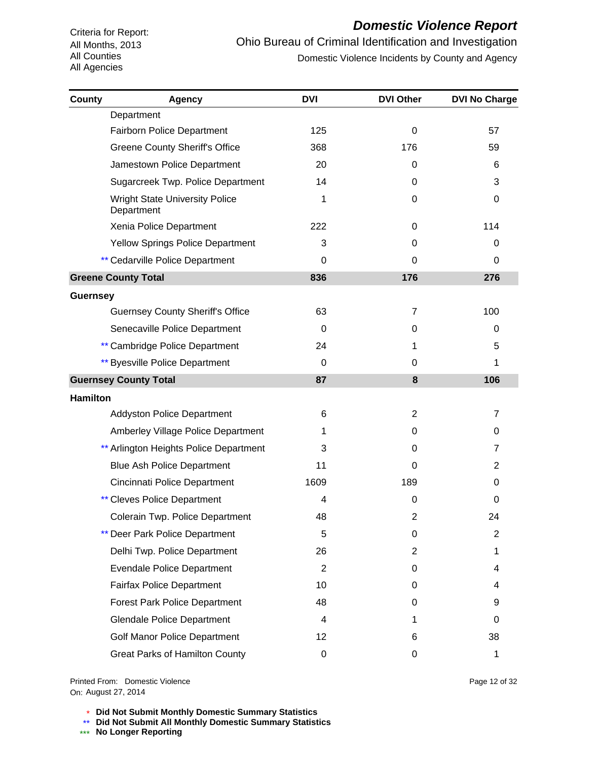# Domestic Violence Report

Criteria for Report:
All Months, 2013
All Counties
All Agencies

Ohio Bureau of Criminal Identification and Investigation

Domestic Violence Incidents by County and Agency

| County | Agency | DVI | DVI Other | DVI No Charge |
|---|---|---|---|---|
| | Department | | | |
| | Fairborn Police Department | 125 | 0 | 57 |
| | Greene County Sheriff's Office | 368 | 176 | 59 |
| | Jamestown Police Department | 20 | 0 | 6 |
| | Sugarcreek Twp. Police Department | 14 | 0 | 3 |
| | Wright State University Police Department | 1 | 0 | 0 |
| | Xenia Police Department | 222 | 0 | 114 |
| | Yellow Springs Police Department | 3 | 0 | 0 |
| | ** Cedarville Police Department | 0 | 0 | 0 |
| **Greene County Total** | | **836** | **176** | **276** |
| **Guernsey** | | | | |
| | Guernsey County Sheriff's Office | 63 | 7 | 100 |
| | Senecaville Police Department | 0 | 0 | 0 |
| | ** Cambridge Police Department | 24 | 1 | 5 |
| | ** Byesville Police Department | 0 | 0 | 1 |
| **Guernsey County Total** | | **87** | **8** | **106** |
| **Hamilton** | | | | |
| | Addyston Police Department | 6 | 2 | 7 |
| | Amberley Village Police Department | 1 | 0 | 0 |
| | ** Arlington Heights Police Department | 3 | 0 | 7 |
| | Blue Ash Police Department | 11 | 0 | 2 |
| | Cincinnati Police Department | 1609 | 189 | 0 |
| | ** Cleves Police Department | 4 | 0 | 0 |
| | Colerain Twp. Police Department | 48 | 2 | 24 |
| | ** Deer Park Police Department | 5 | 0 | 2 |
| | Delhi Twp. Police Department | 26 | 2 | 1 |
| | Evendale Police Department | 2 | 0 | 4 |
| | Fairfax Police Department | 10 | 0 | 4 |
| | Forest Park Police Department | 48 | 0 | 9 |
| | Glendale Police Department | 4 | 1 | 0 |
| | Golf Manor Police Department | 12 | 6 | 38 |
| | Great Parks of Hamilton County | 0 | 0 | 1 |

Printed From: Domestic Violence
On: August 27, 2014

\* **Did Not Submit Monthly Domestic Summary Statistics**
\*\* **Did Not Submit All Monthly Domestic Summary Statistics**
\*\*\* **No Longer Reporting**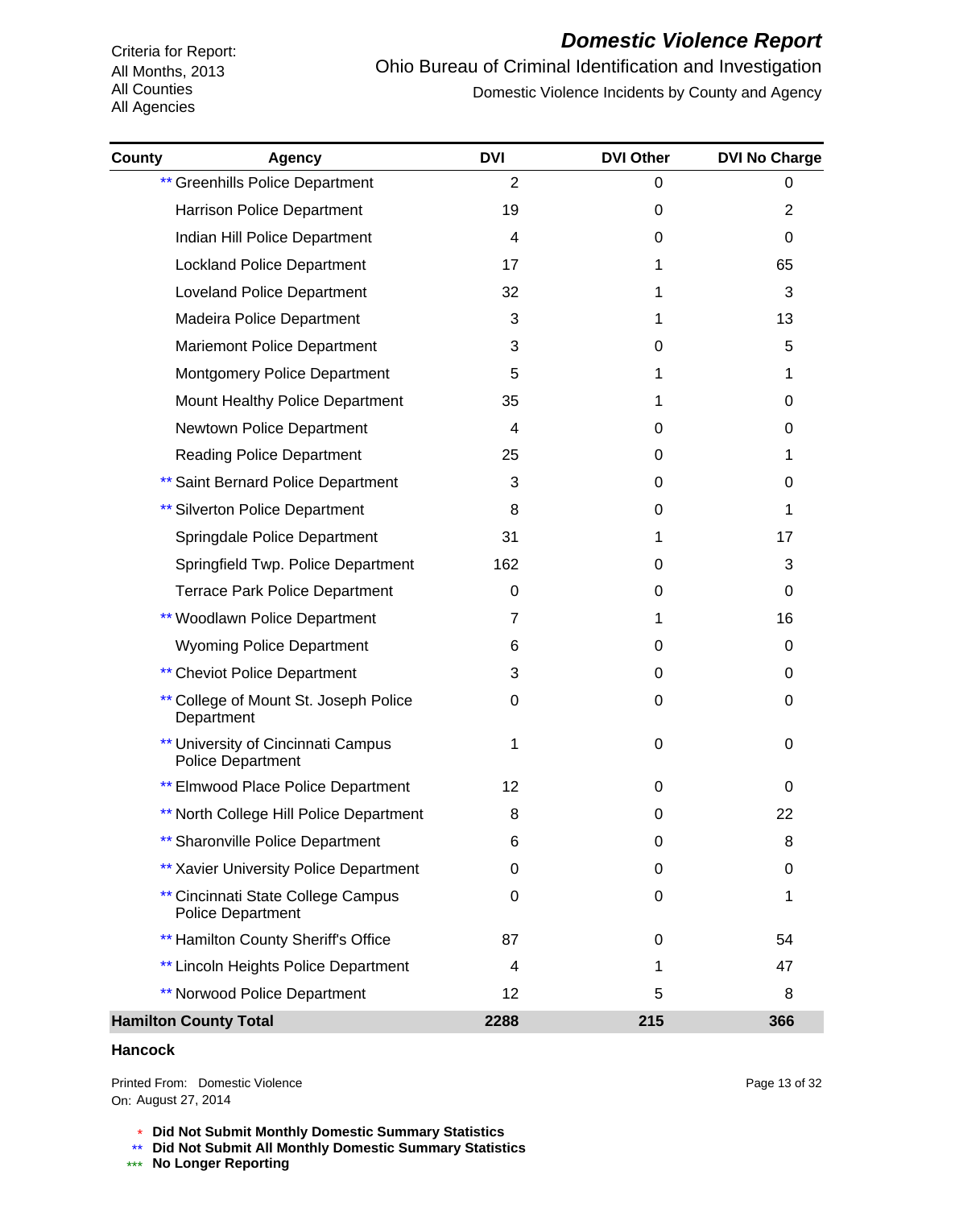Criteria for Report:
All Months, 2013
All Counties
All Agencies

# *Domestic Violence Report*

Ohio Bureau of Criminal Identification and Investigation

Domestic Violence Incidents by County and Agency

| County | Agency | DVI | DVI Other | DVI No Charge |
|---|---|---|---|---|
| | ** Greenhills Police Department | 2 | 0 | 0 |
| | Harrison Police Department | 19 | 0 | 2 |
| | Indian Hill Police Department | 4 | 0 | 0 |
| | Lockland Police Department | 17 | 1 | 65 |
| | Loveland Police Department | 32 | 1 | 3 |
| | Madeira Police Department | 3 | 1 | 13 |
| | Mariemont Police Department | 3 | 0 | 5 |
| | Montgomery Police Department | 5 | 1 | 1 |
| | Mount Healthy Police Department | 35 | 1 | 0 |
| | Newtown Police Department | 4 | 0 | 0 |
| | Reading Police Department | 25 | 0 | 1 |
| | ** Saint Bernard Police Department | 3 | 0 | 0 |
| | ** Silverton Police Department | 8 | 0 | 1 |
| | Springdale Police Department | 31 | 1 | 17 |
| | Springfield Twp. Police Department | 162 | 0 | 3 |
| | Terrace Park Police Department | 0 | 0 | 0 |
| | ** Woodlawn Police Department | 7 | 1 | 16 |
| | Wyoming Police Department | 6 | 0 | 0 |
| | ** Cheviot Police Department | 3 | 0 | 0 |
| | ** College of Mount St. Joseph Police Department | 0 | 0 | 0 |
| | ** University of Cincinnati Campus Police Department | 1 | 0 | 0 |
| | ** Elmwood Place Police Department | 12 | 0 | 0 |
| | ** North College Hill Police Department | 8 | 0 | 22 |
| | ** Sharonville Police Department | 6 | 0 | 8 |
| | ** Xavier University Police Department | 0 | 0 | 0 |
| | ** Cincinnati State College Campus Police Department | 0 | 0 | 1 |
| | ** Hamilton County Sheriff's Office | 87 | 0 | 54 |
| | ** Lincoln Heights Police Department | 4 | 1 | 47 |
| | ** Norwood Police Department | 12 | 5 | 8 |
| **Hamilton County Total** | | **2288** | **215** | **366** |

**Hancock**

Printed From: Domestic Violence
On: August 27, 2014

\* **Did Not Submit Monthly Domestic Summary Statistics**
** **Did Not Submit All Monthly Domestic Summary Statistics**
*** **No Longer Reporting**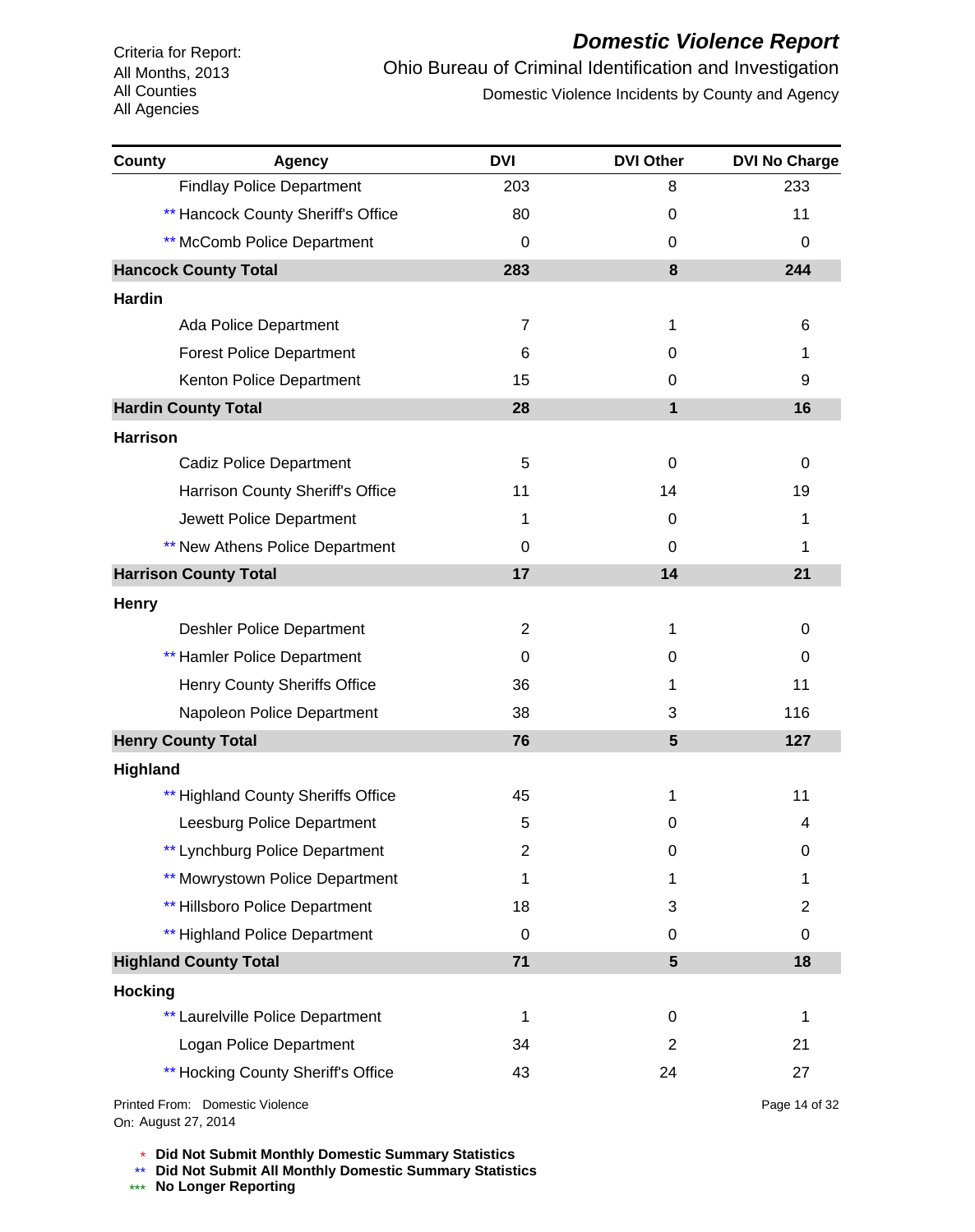Criteria for Report:
All Months, 2013
All Counties
All Agencies

# *Domestic Violence Report*

## Ohio Bureau of Criminal Identification and Investigation

### Domestic Violence Incidents by County and Agency

| County | Agency | DVI | DVI Other | DVI No Charge |
|---|---|---|---|---|
| | Findlay Police Department | 203 | 8 | 233 |
| | ** Hancock County Sheriff's Office | 80 | 0 | 11 |
| | ** McComb Police Department | 0 | 0 | 0 |
| **Hancock County Total** | | **283** | **8** | **244** |
| **Hardin** | | | | |
| | Ada Police Department | 7 | 1 | 6 |
| | Forest Police Department | 6 | 0 | 1 |
| | Kenton Police Department | 15 | 0 | 9 |
| **Hardin County Total** | | **28** | **1** | **16** |
| **Harrison** | | | | |
| | Cadiz Police Department | 5 | 0 | 0 |
| | Harrison County Sheriff's Office | 11 | 14 | 19 |
| | Jewett Police Department | 1 | 0 | 1 |
| | ** New Athens Police Department | 0 | 0 | 1 |
| **Harrison County Total** | | **17** | **14** | **21** |
| **Henry** | | | | |
| | Deshler Police Department | 2 | 1 | 0 |
| | ** Hamler Police Department | 0 | 0 | 0 |
| | Henry County Sheriffs Office | 36 | 1 | 11 |
| | Napoleon Police Department | 38 | 3 | 116 |
| **Henry County Total** | | **76** | **5** | **127** |
| **Highland** | | | | |
| | ** Highland County Sheriffs Office | 45 | 1 | 11 |
| | Leesburg Police Department | 5 | 0 | 4 |
| | ** Lynchburg Police Department | 2 | 0 | 0 |
| | ** Mowrystown Police Department | 1 | 1 | 1 |
| | ** Hillsboro Police Department | 18 | 3 | 2 |
| | ** Highland Police Department | 0 | 0 | 0 |
| **Highland County Total** | | **71** | **5** | **18** |
| **Hocking** | | | | |
| | ** Laurelville Police Department | 1 | 0 | 1 |
| | Logan Police Department | 34 | 2 | 21 |
| | ** Hocking County Sheriff's Office | 43 | 24 | 27 |

Printed From: Domestic Violence
On: August 27, 2014

\* **Did Not Submit Monthly Domestic Summary Statistics**
** **Did Not Submit All Monthly Domestic Summary Statistics**
*** **No Longer Reporting**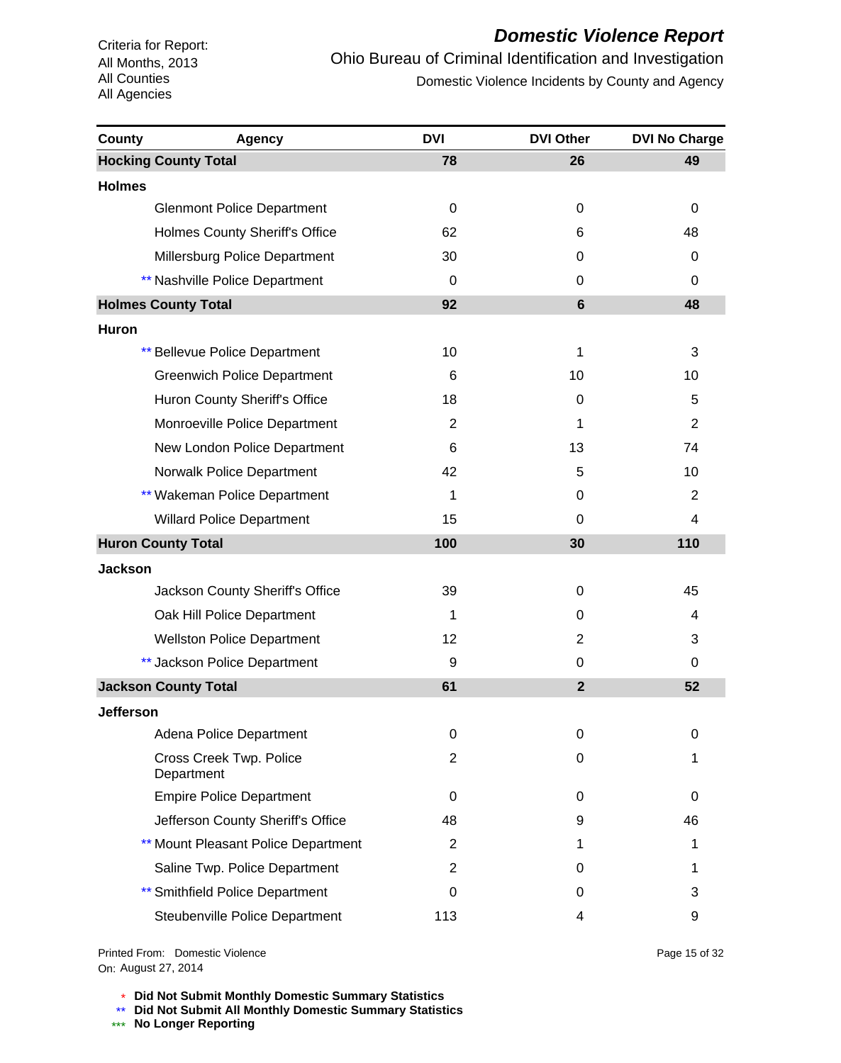Criteria for Report:
All Months, 2013
All Counties
All Agencies

# *Domestic Violence Report*

## Ohio Bureau of Criminal Identification and Investigation

### Domestic Violence Incidents by County and Agency

| County | Agency | DVI | DVI Other | DVI No Charge |
|---|---|---|---|---|
| **Hocking County Total** | | **78** | **26** | **49** |
| **Holmes** | | | | |
| | Glenmont Police Department | 0 | 0 | 0 |
| | Holmes County Sheriff's Office | 62 | 6 | 48 |
| | Millersburg Police Department | 30 | 0 | 0 |
| | ** Nashville Police Department | 0 | 0 | 0 |
| **Holmes County Total** | | **92** | **6** | **48** |
| **Huron** | | | | |
| | ** Bellevue Police Department | 10 | 1 | 3 |
| | Greenwich Police Department | 6 | 10 | 10 |
| | Huron County Sheriff's Office | 18 | 0 | 5 |
| | Monroeville Police Department | 2 | 1 | 2 |
| | New London Police Department | 6 | 13 | 74 |
| | Norwalk Police Department | 42 | 5 | 10 |
| | ** Wakeman Police Department | 1 | 0 | 2 |
| | Willard Police Department | 15 | 0 | 4 |
| **Huron County Total** | | **100** | **30** | **110** |
| **Jackson** | | | | |
| | Jackson County Sheriff's Office | 39 | 0 | 45 |
| | Oak Hill Police Department | 1 | 0 | 4 |
| | Wellston Police Department | 12 | 2 | 3 |
| | ** Jackson Police Department | 9 | 0 | 0 |
| **Jackson County Total** | | **61** | **2** | **52** |
| **Jefferson** | | | | |
| | Adena Police Department | 0 | 0 | 0 |
| | Cross Creek Twp. Police Department | 2 | 0 | 1 |
| | Empire Police Department | 0 | 0 | 0 |
| | Jefferson County Sheriff's Office | 48 | 9 | 46 |
| | ** Mount Pleasant Police Department | 2 | 1 | 1 |
| | Saline Twp. Police Department | 2 | 0 | 1 |
| | ** Smithfield Police Department | 0 | 0 | 3 |
| | Steubenville Police Department | 113 | 4 | 9 |

Printed From: Domestic Violence
On: August 27, 2014

\* **Did Not Submit Monthly Domestic Summary Statistics**
** **Did Not Submit All Monthly Domestic Summary Statistics**
*** **No Longer Reporting**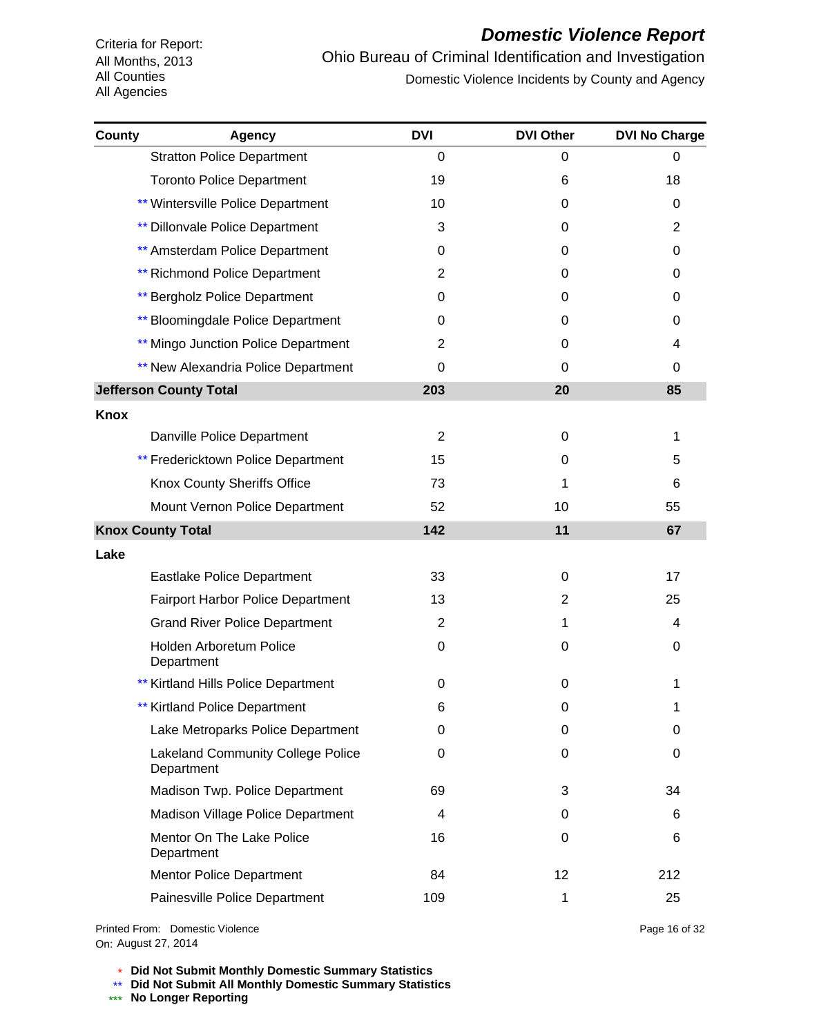Criteria for Report:
All Months, 2013
All Counties
All Agencies

# *Domestic Violence Report*

Ohio Bureau of Criminal Identification and Investigation

Domestic Violence Incidents by County and Agency

| County | Agency | DVI | DVI Other | DVI No Charge |
|---|---|---|---|---|
| | Stratton Police Department | 0 | 0 | 0 |
| | Toronto Police Department | 19 | 6 | 18 |
| | ** Wintersville Police Department | 10 | 0 | 0 |
| | ** Dillonvale Police Department | 3 | 0 | 2 |
| | ** Amsterdam Police Department | 0 | 0 | 0 |
| | ** Richmond Police Department | 2 | 0 | 0 |
| | ** Bergholz Police Department | 0 | 0 | 0 |
| | ** Bloomingdale Police Department | 0 | 0 | 0 |
| | ** Mingo Junction Police Department | 2 | 0 | 4 |
| | ** New Alexandria Police Department | 0 | 0 | 0 |
| **Jefferson County Total** | | **203** | **20** | **85** |
| **Knox** | | | | |
| | Danville Police Department | 2 | 0 | 1 |
| | ** Fredericktown Police Department | 15 | 0 | 5 |
| | Knox County Sheriffs Office | 73 | 1 | 6 |
| | Mount Vernon Police Department | 52 | 10 | 55 |
| **Knox County Total** | | **142** | **11** | **67** |
| **Lake** | | | | |
| | Eastlake Police Department | 33 | 0 | 17 |
| | Fairport Harbor Police Department | 13 | 2 | 25 |
| | Grand River Police Department | 2 | 1 | 4 |
| | Holden Arboretum Police Department | 0 | 0 | 0 |
| | ** Kirtland Hills Police Department | 0 | 0 | 1 |
| | ** Kirtland Police Department | 6 | 0 | 1 |
| | Lake Metroparks Police Department | 0 | 0 | 0 |
| | Lakeland Community College Police Department | 0 | 0 | 0 |
| | Madison Twp. Police Department | 69 | 3 | 34 |
| | Madison Village Police Department | 4 | 0 | 6 |
| | Mentor On The Lake Police Department | 16 | 0 | 6 |
| | Mentor Police Department | 84 | 12 | 212 |
| | Painesville Police Department | 109 | 1 | 25 |

Printed From: Domestic Violence
On: August 27, 2014

\* Did Not Submit Monthly Domestic Summary Statistics
** Did Not Submit All Monthly Domestic Summary Statistics
*** No Longer Reporting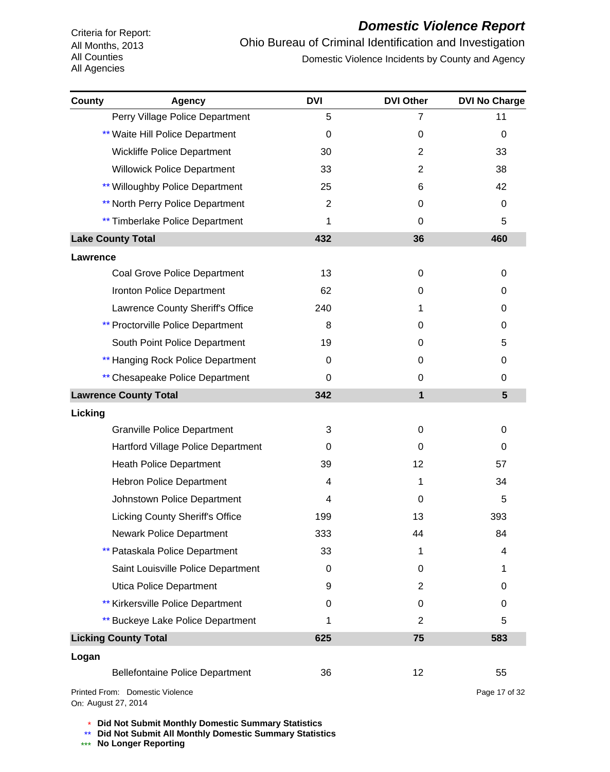Criteria for Report:
All Months, 2013
All Counties
All Agencies

# Domestic Violence Report

## Ohio Bureau of Criminal Identification and Investigation

### Domestic Violence Incidents by County and Agency

| County | Agency | DVI | DVI Other | DVI No Charge |
|---|---|---|---|---|
| | Perry Village Police Department | 5 | 7 | 11 |
| | ** Waite Hill Police Department | 0 | 0 | 0 |
| | Wickliffe Police Department | 30 | 2 | 33 |
| | Willowick Police Department | 33 | 2 | 38 |
| | ** Willoughby Police Department | 25 | 6 | 42 |
| | ** North Perry Police Department | 2 | 0 | 0 |
| | ** Timberlake Police Department | 1 | 0 | 5 |
| **Lake County Total** | | **432** | **36** | **460** |
| **Lawrence** | | | | |
| | Coal Grove Police Department | 13 | 0 | 0 |
| | Ironton Police Department | 62 | 0 | 0 |
| | Lawrence County Sheriff's Office | 240 | 1 | 0 |
| | ** Proctorville Police Department | 8 | 0 | 0 |
| | South Point Police Department | 19 | 0 | 5 |
| | ** Hanging Rock Police Department | 0 | 0 | 0 |
| | ** Chesapeake Police Department | 0 | 0 | 0 |
| **Lawrence County Total** | | **342** | **1** | **5** |
| **Licking** | | | | |
| | Granville Police Department | 3 | 0 | 0 |
| | Hartford Village Police Department | 0 | 0 | 0 |
| | Heath Police Department | 39 | 12 | 57 |
| | Hebron Police Department | 4 | 1 | 34 |
| | Johnstown Police Department | 4 | 0 | 5 |
| | Licking County Sheriff's Office | 199 | 13 | 393 |
| | Newark Police Department | 333 | 44 | 84 |
| | ** Pataskala Police Department | 33 | 1 | 4 |
| | Saint Louisville Police Department | 0 | 0 | 1 |
| | Utica Police Department | 9 | 2 | 0 |
| | ** Kirkersville Police Department | 0 | 0 | 0 |
| | ** Buckeye Lake Police Department | 1 | 2 | 5 |
| **Licking County Total** | | **625** | **75** | **583** |
| **Logan** | | | | |
| | Bellefontaine Police Department | 36 | 12 | 55 |

Printed From: Domestic Violence
On: August 27, 2014

\* **Did Not Submit Monthly Domestic Summary Statistics**
** **Did Not Submit All Monthly Domestic Summary Statistics**
*** **No Longer Reporting**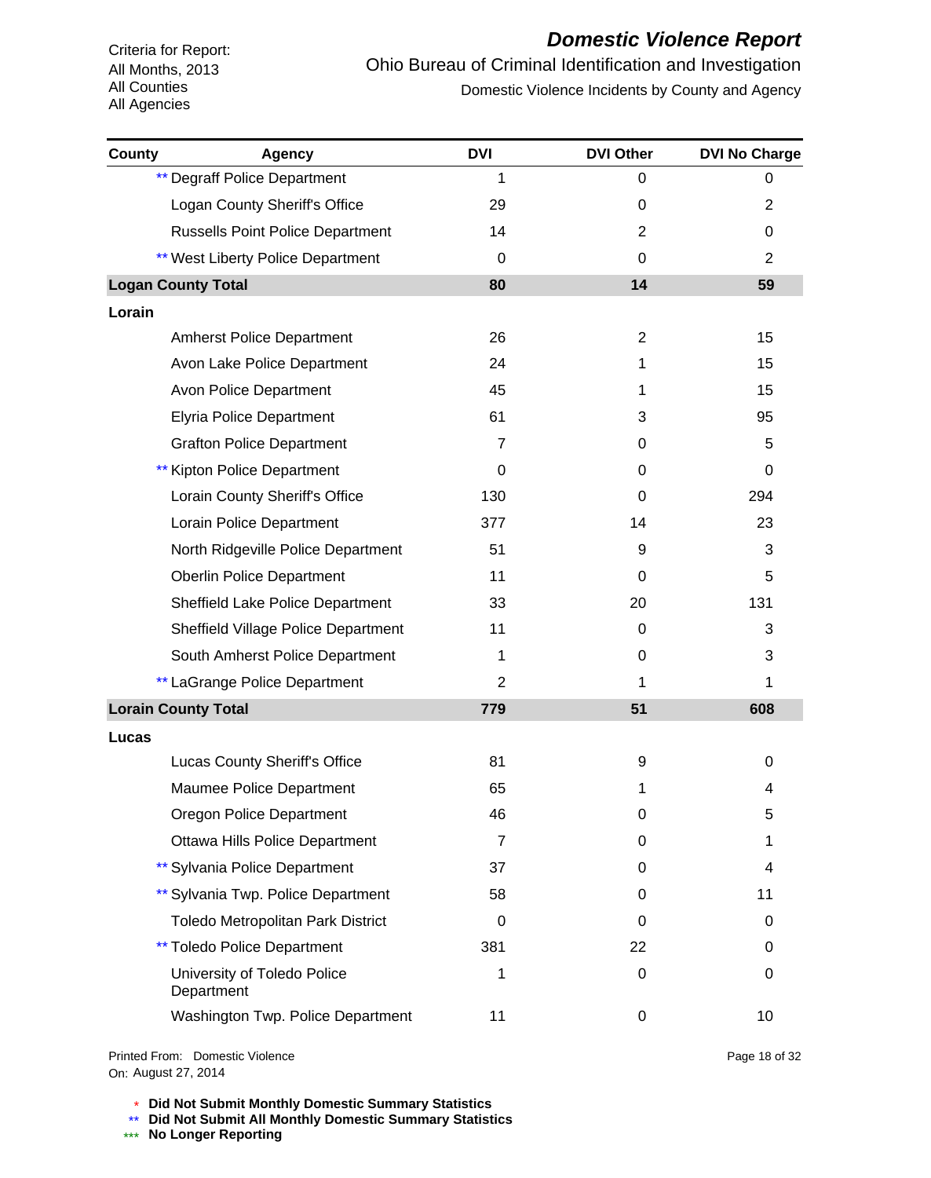Criteria for Report:
All Months, 2013
All Counties
All Agencies

# *Domestic Violence Report*

## Ohio Bureau of Criminal Identification and Investigation

### Domestic Violence Incidents by County and Agency

| County | Agency | DVI | DVI Other | DVI No Charge |
|---|---|---|---|---|
| | ** Degraff Police Department | 1 | 0 | 0 |
| | Logan County Sheriff's Office | 29 | 0 | 2 |
| | Russells Point Police Department | 14 | 2 | 0 |
| | ** West Liberty Police Department | 0 | 0 | 2 |
| **Logan County Total** | | **80** | **14** | **59** |
| **Lorain** | | | | |
| | Amherst Police Department | 26 | 2 | 15 |
| | Avon Lake Police Department | 24 | 1 | 15 |
| | Avon Police Department | 45 | 1 | 15 |
| | Elyria Police Department | 61 | 3 | 95 |
| | Grafton Police Department | 7 | 0 | 5 |
| | ** Kipton Police Department | 0 | 0 | 0 |
| | Lorain County Sheriff's Office | 130 | 0 | 294 |
| | Lorain Police Department | 377 | 14 | 23 |
| | North Ridgeville Police Department | 51 | 9 | 3 |
| | Oberlin Police Department | 11 | 0 | 5 |
| | Sheffield Lake Police Department | 33 | 20 | 131 |
| | Sheffield Village Police Department | 11 | 0 | 3 |
| | South Amherst Police Department | 1 | 0 | 3 |
| | ** LaGrange Police Department | 2 | 1 | 1 |
| **Lorain County Total** | | **779** | **51** | **608** |
| **Lucas** | | | | |
| | Lucas County Sheriff's Office | 81 | 9 | 0 |
| | Maumee Police Department | 65 | 1 | 4 |
| | Oregon Police Department | 46 | 0 | 5 |
| | Ottawa Hills Police Department | 7 | 0 | 1 |
| | ** Sylvania Police Department | 37 | 0 | 4 |
| | ** Sylvania Twp. Police Department | 58 | 0 | 11 |
| | Toledo Metropolitan Park District | 0 | 0 | 0 |
| | ** Toledo Police Department | 381 | 22 | 0 |
| | University of Toledo Police Department | 1 | 0 | 0 |
| | Washington Twp. Police Department | 11 | 0 | 10 |

Printed From: Domestic Violence
On: August 27, 2014

\* **Did Not Submit Monthly Domestic Summary Statistics**
** **Did Not Submit All Monthly Domestic Summary Statistics**
*** **No Longer Reporting**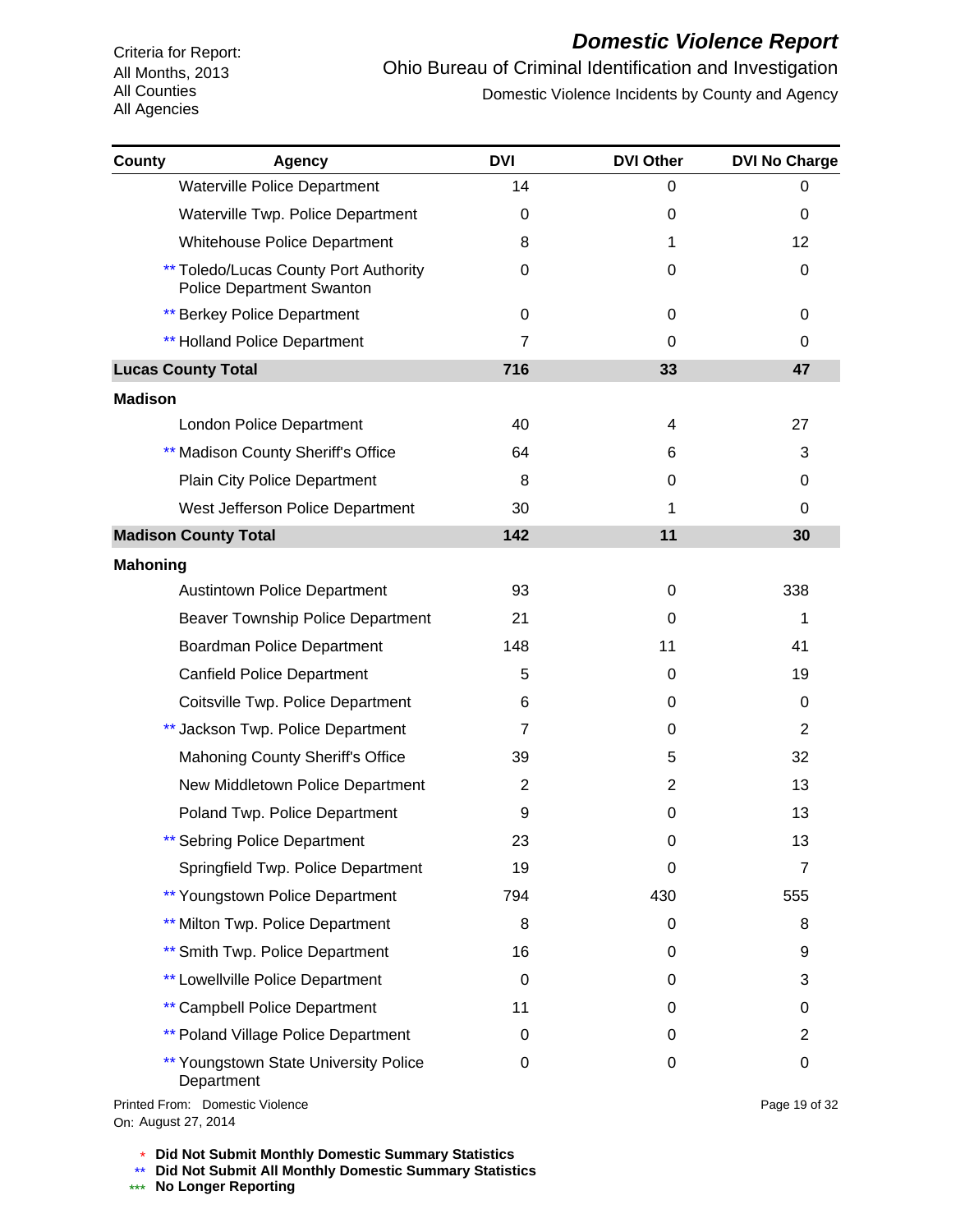# Domestic Violence Report

Ohio Bureau of Criminal Identification and Investigation

Domestic Violence Incidents by County and Agency

Criteria for Report:
All Months, 2013
All Counties
All Agencies

| County | Agency | DVI | DVI Other | DVI No Charge |
|---|---|---|---|---|
| | Waterville Police Department | 14 | 0 | 0 |
| | Waterville Twp. Police Department | 0 | 0 | 0 |
| | Whitehouse Police Department | 8 | 1 | 12 |
| | ** Toledo/Lucas County Port Authority Police Department Swanton | 0 | 0 | 0 |
| | ** Berkey Police Department | 0 | 0 | 0 |
| | ** Holland Police Department | 7 | 0 | 0 |
| **Lucas County Total** | | **716** | **33** | **47** |
| **Madison** | | | | |
| | London Police Department | 40 | 4 | 27 |
| | ** Madison County Sheriff's Office | 64 | 6 | 3 |
| | Plain City Police Department | 8 | 0 | 0 |
| | West Jefferson Police Department | 30 | 1 | 0 |
| **Madison County Total** | | **142** | **11** | **30** |
| **Mahoning** | | | | |
| | Austintown Police Department | 93 | 0 | 338 |
| | Beaver Township Police Department | 21 | 0 | 1 |
| | Boardman Police Department | 148 | 11 | 41 |
| | Canfield Police Department | 5 | 0 | 19 |
| | Coitsville Twp. Police Department | 6 | 0 | 0 |
| | ** Jackson Twp. Police Department | 7 | 0 | 2 |
| | Mahoning County Sheriff's Office | 39 | 5 | 32 |
| | New Middletown Police Department | 2 | 2 | 13 |
| | Poland Twp. Police Department | 9 | 0 | 13 |
| | ** Sebring Police Department | 23 | 0 | 13 |
| | Springfield Twp. Police Department | 19 | 0 | 7 |
| | ** Youngstown Police Department | 794 | 430 | 555 |
| | ** Milton Twp. Police Department | 8 | 0 | 8 |
| | ** Smith Twp. Police Department | 16 | 0 | 9 |
| | ** Lowellville Police Department | 0 | 0 | 3 |
| | ** Campbell Police Department | 11 | 0 | 0 |
| | ** Poland Village Police Department | 0 | 0 | 2 |
| | ** Youngstown State University Police Department | 0 | 0 | 0 |

Printed From: Domestic Violence
On: August 27, 2014

\* **Did Not Submit Monthly Domestic Summary Statistics**
** **Did Not Submit All Monthly Domestic Summary Statistics**
*** **No Longer Reporting**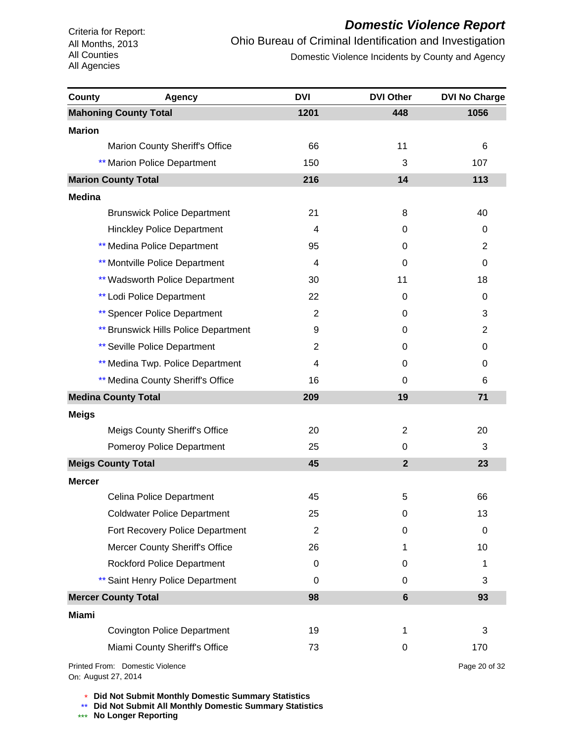Criteria for Report:
All Months, 2013
All Counties
All Agencies

# *Domestic Violence Report*

## Ohio Bureau of Criminal Identification and Investigation

### Domestic Violence Incidents by County and Agency

| County | Agency | DVI | DVI Other | DVI No Charge |
|---|---|---|---|---|
| **Mahoning County Total** | | **1201** | **448** | **1056** |
| **Marion** | | | | |
| | Marion County Sheriff's Office | 66 | 11 | 6 |
| | ** Marion Police Department | 150 | 3 | 107 |
| **Marion County Total** | | **216** | **14** | **113** |
| **Medina** | | | | |
| | Brunswick Police Department | 21 | 8 | 40 |
| | Hinckley Police Department | 4 | 0 | 0 |
| | ** Medina Police Department | 95 | 0 | 2 |
| | ** Montville Police Department | 4 | 0 | 0 |
| | ** Wadsworth Police Department | 30 | 11 | 18 |
| | ** Lodi Police Department | 22 | 0 | 0 |
| | ** Spencer Police Department | 2 | 0 | 3 |
| | ** Brunswick Hills Police Department | 9 | 0 | 2 |
| | ** Seville Police Department | 2 | 0 | 0 |
| | ** Medina Twp. Police Department | 4 | 0 | 0 |
| | ** Medina County Sheriff's Office | 16 | 0 | 6 |
| **Medina County Total** | | **209** | **19** | **71** |
| **Meigs** | | | | |
| | Meigs County Sheriff's Office | 20 | 2 | 20 |
| | Pomeroy Police Department | 25 | 0 | 3 |
| **Meigs County Total** | | **45** | **2** | **23** |
| **Mercer** | | | | |
| | Celina Police Department | 45 | 5 | 66 |
| | Coldwater Police Department | 25 | 0 | 13 |
| | Fort Recovery Police Department | 2 | 0 | 0 |
| | Mercer County Sheriff's Office | 26 | 1 | 10 |
| | Rockford Police Department | 0 | 0 | 1 |
| | ** Saint Henry Police Department | 0 | 0 | 3 |
| **Mercer County Total** | | **98** | **6** | **93** |
| **Miami** | | | | |
| | Covington Police Department | 19 | 1 | 3 |
| | Miami County Sheriff's Office | 73 | 0 | 170 |

Printed From: Domestic Violence
On: August 27, 2014

\* **Did Not Submit Monthly Domestic Summary Statistics**
** **Did Not Submit All Monthly Domestic Summary Statistics**
*** **No Longer Reporting**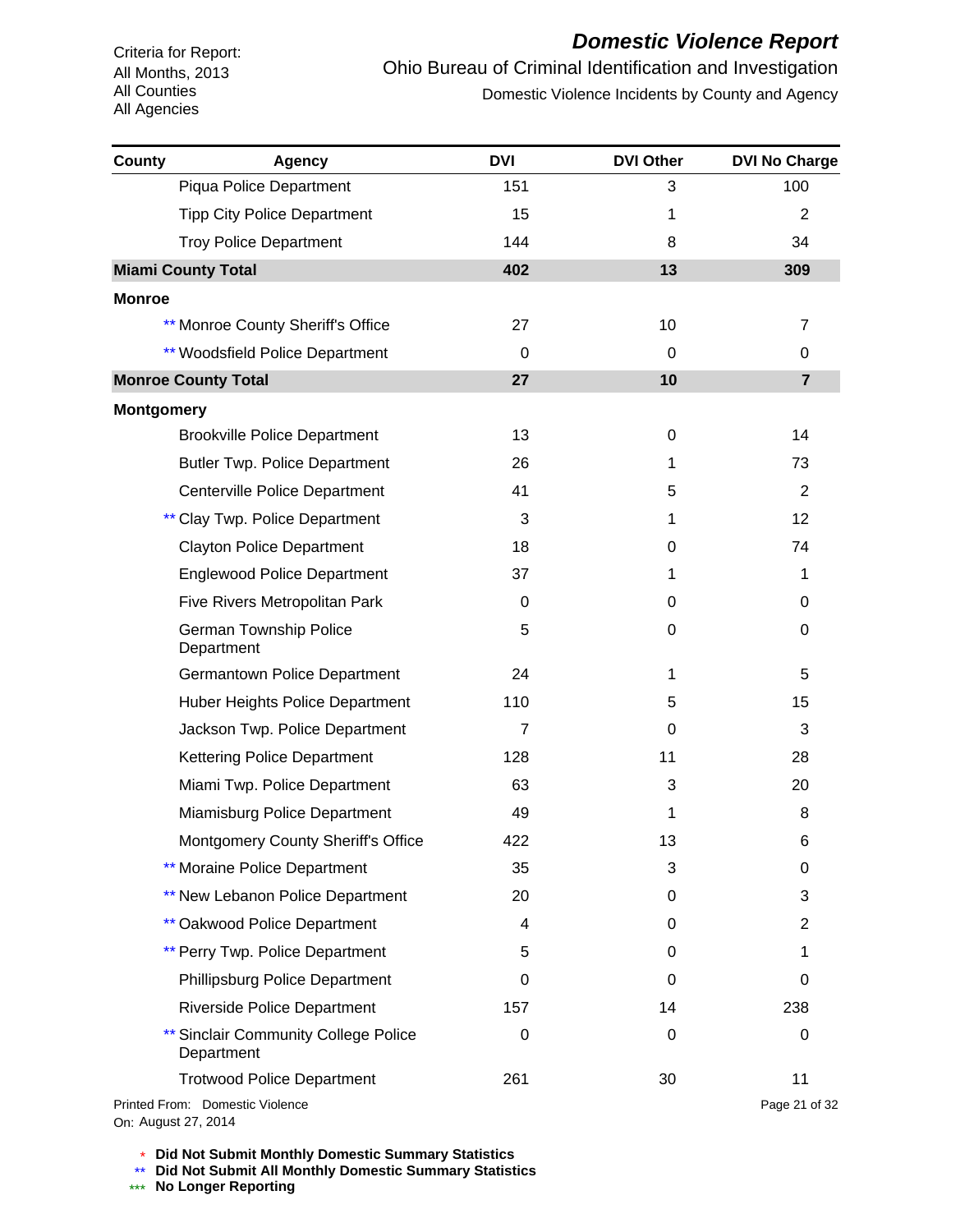# Domestic Violence Report

Ohio Bureau of Criminal Identification and Investigation

Domestic Violence Incidents by County and Agency

Criteria for Report:
All Months, 2013
All Counties
All Agencies

| County | Agency | DVI | DVI Other | DVI No Charge |
|---|---|---|---|---|
| | Piqua Police Department | 151 | 3 | 100 |
| | Tipp City Police Department | 15 | 1 | 2 |
| | Troy Police Department | 144 | 8 | 34 |
| **Miami County Total** | | **402** | **13** | **309** |
| **Monroe** | | | | |
| | ** Monroe County Sheriff's Office | 27 | 10 | 7 |
| | ** Woodsfield Police Department | 0 | 0 | 0 |
| **Monroe County Total** | | **27** | **10** | **7** |
| **Montgomery** | | | | |
| | Brookville Police Department | 13 | 0 | 14 |
| | Butler Twp. Police Department | 26 | 1 | 73 |
| | Centerville Police Department | 41 | 5 | 2 |
| | ** Clay Twp. Police Department | 3 | 1 | 12 |
| | Clayton Police Department | 18 | 0 | 74 |
| | Englewood Police Department | 37 | 1 | 1 |
| | Five Rivers Metropolitan Park | 0 | 0 | 0 |
| | German Township Police Department | 5 | 0 | 0 |
| | Germantown Police Department | 24 | 1 | 5 |
| | Huber Heights Police Department | 110 | 5 | 15 |
| | Jackson Twp. Police Department | 7 | 0 | 3 |
| | Kettering Police Department | 128 | 11 | 28 |
| | Miami Twp. Police Department | 63 | 3 | 20 |
| | Miamisburg Police Department | 49 | 1 | 8 |
| | Montgomery County Sheriff's Office | 422 | 13 | 6 |
| | ** Moraine Police Department | 35 | 3 | 0 |
| | ** New Lebanon Police Department | 20 | 0 | 3 |
| | ** Oakwood Police Department | 4 | 0 | 2 |
| | ** Perry Twp. Police Department | 5 | 0 | 1 |
| | Phillipsburg Police Department | 0 | 0 | 0 |
| | Riverside Police Department | 157 | 14 | 238 |
| | ** Sinclair Community College Police Department | 0 | 0 | 0 |
| | Trotwood Police Department | 261 | 30 | 11 |

Printed From: Domestic Violence
On: August 27, 2014

\* Did Not Submit Monthly Domestic Summary Statistics
** Did Not Submit All Monthly Domestic Summary Statistics
*** No Longer Reporting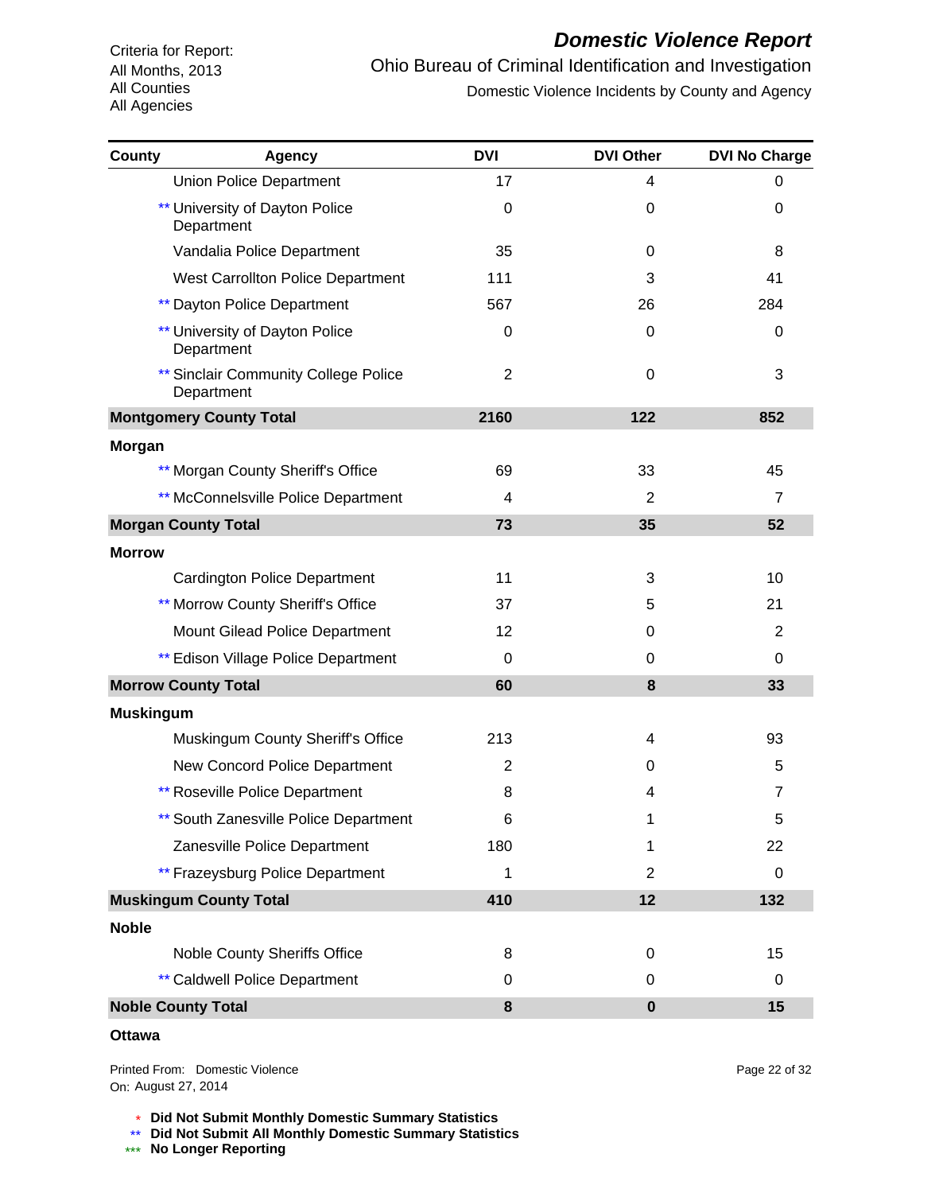Criteria for Report:
All Months, 2013
All Counties
All Agencies

# *Domestic Violence Report*

Ohio Bureau of Criminal Identification and Investigation

Domestic Violence Incidents by County and Agency

| County | Agency | DVI | DVI Other | DVI No Charge |
|---|---|---|---|---|
| | Union Police Department | 17 | 4 | 0 |
| | ** University of Dayton Police Department | 0 | 0 | 0 |
| | Vandalia Police Department | 35 | 0 | 8 |
| | West Carrollton Police Department | 111 | 3 | 41 |
| | ** Dayton Police Department | 567 | 26 | 284 |
| | ** University of Dayton Police Department | 0 | 0 | 0 |
| | ** Sinclair Community College Police Department | 2 | 0 | 3 |
| **Montgomery County Total** | | **2160** | **122** | **852** |
| **Morgan** | | | | |
| | ** Morgan County Sheriff's Office | 69 | 33 | 45 |
| | ** McConnelsville Police Department | 4 | 2 | 7 |
| **Morgan County Total** | | **73** | **35** | **52** |
| **Morrow** | | | | |
| | Cardington Police Department | 11 | 3 | 10 |
| | ** Morrow County Sheriff's Office | 37 | 5 | 21 |
| | Mount Gilead Police Department | 12 | 0 | 2 |
| | ** Edison Village Police Department | 0 | 0 | 0 |
| **Morrow County Total** | | **60** | **8** | **33** |
| **Muskingum** | | | | |
| | Muskingum County Sheriff's Office | 213 | 4 | 93 |
| | New Concord Police Department | 2 | 0 | 5 |
| | ** Roseville Police Department | 8 | 4 | 7 |
| | ** South Zanesville Police Department | 6 | 1 | 5 |
| | Zanesville Police Department | 180 | 1 | 22 |
| | ** Frazeysburg Police Department | 1 | 2 | 0 |
| **Muskingum County Total** | | **410** | **12** | **132** |
| **Noble** | | | | |
| | Noble County Sheriffs Office | 8 | 0 | 15 |
| | ** Caldwell Police Department | 0 | 0 | 0 |
| **Noble County Total** | | **8** | **0** | **15** |
| **Ottawa** | | | | |

Printed From: Domestic Violence
On: August 27, 2014

\* **Did Not Submit Monthly Domestic Summary Statistics**
** **Did Not Submit All Monthly Domestic Summary Statistics**
*** **No Longer Reporting**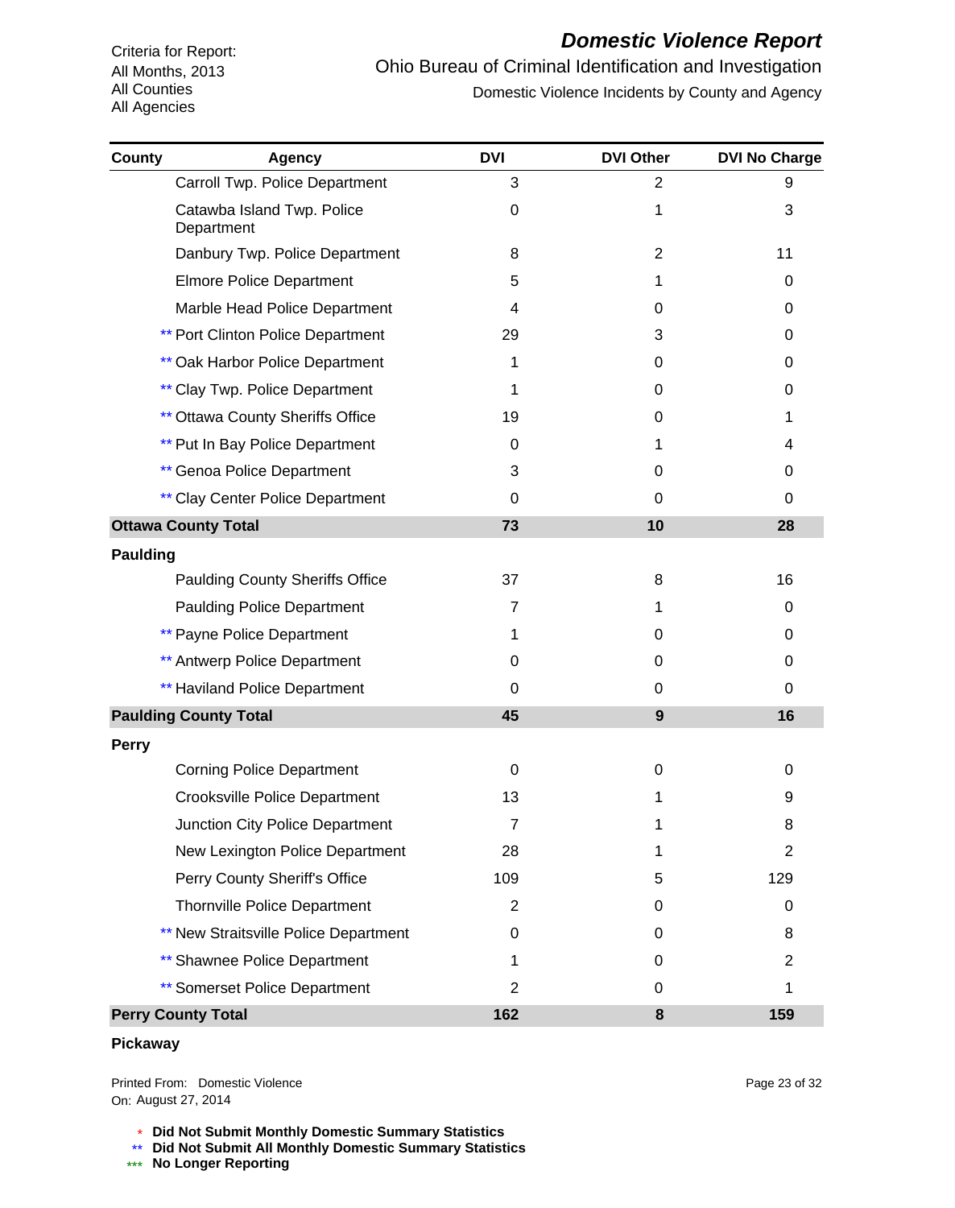# Domestic Violence Report

Criteria for Report:
All Months, 2013
All Counties
All Agencies

Ohio Bureau of Criminal Identification and Investigation

Domestic Violence Incidents by County and Agency

| County | Agency | DVI | DVI Other | DVI No Charge |
|---|---|---|---|---|
| | Carroll Twp. Police Department | 3 | 2 | 9 |
| | Catawba Island Twp. Police Department | 0 | 1 | 3 |
| | Danbury Twp. Police Department | 8 | 2 | 11 |
| | Elmore Police Department | 5 | 1 | 0 |
| | Marble Head Police Department | 4 | 0 | 0 |
| | ** Port Clinton Police Department | 29 | 3 | 0 |
| | ** Oak Harbor Police Department | 1 | 0 | 0 |
| | ** Clay Twp. Police Department | 1 | 0 | 0 |
| | ** Ottawa County Sheriffs Office | 19 | 0 | 1 |
| | ** Put In Bay Police Department | 0 | 1 | 4 |
| | ** Genoa Police Department | 3 | 0 | 0 |
| | ** Clay Center Police Department | 0 | 0 | 0 |
| **Ottawa County Total** | | **73** | **10** | **28** |
| **Paulding** | | | | |
| | Paulding County Sheriffs Office | 37 | 8 | 16 |
| | Paulding Police Department | 7 | 1 | 0 |
| | ** Payne Police Department | 1 | 0 | 0 |
| | ** Antwerp Police Department | 0 | 0 | 0 |
| | ** Haviland Police Department | 0 | 0 | 0 |
| **Paulding County Total** | | **45** | **9** | **16** |
| **Perry** | | | | |
| | Corning Police Department | 0 | 0 | 0 |
| | Crooksville Police Department | 13 | 1 | 9 |
| | Junction City Police Department | 7 | 1 | 8 |
| | New Lexington Police Department | 28 | 1 | 2 |
| | Perry County Sheriff's Office | 109 | 5 | 129 |
| | Thornville Police Department | 2 | 0 | 0 |
| | ** New Straitsville Police Department | 0 | 0 | 8 |
| | ** Shawnee Police Department | 1 | 0 | 2 |
| | ** Somerset Police Department | 2 | 0 | 1 |
| **Perry County Total** | | **162** | **8** | **159** |
| **Pickaway** | | | | |

Printed From: Domestic Violence
On: August 27, 2014

\* **Did Not Submit Monthly Domestic Summary Statistics**
\*\* **Did Not Submit All Monthly Domestic Summary Statistics**
\*\*\* **No Longer Reporting**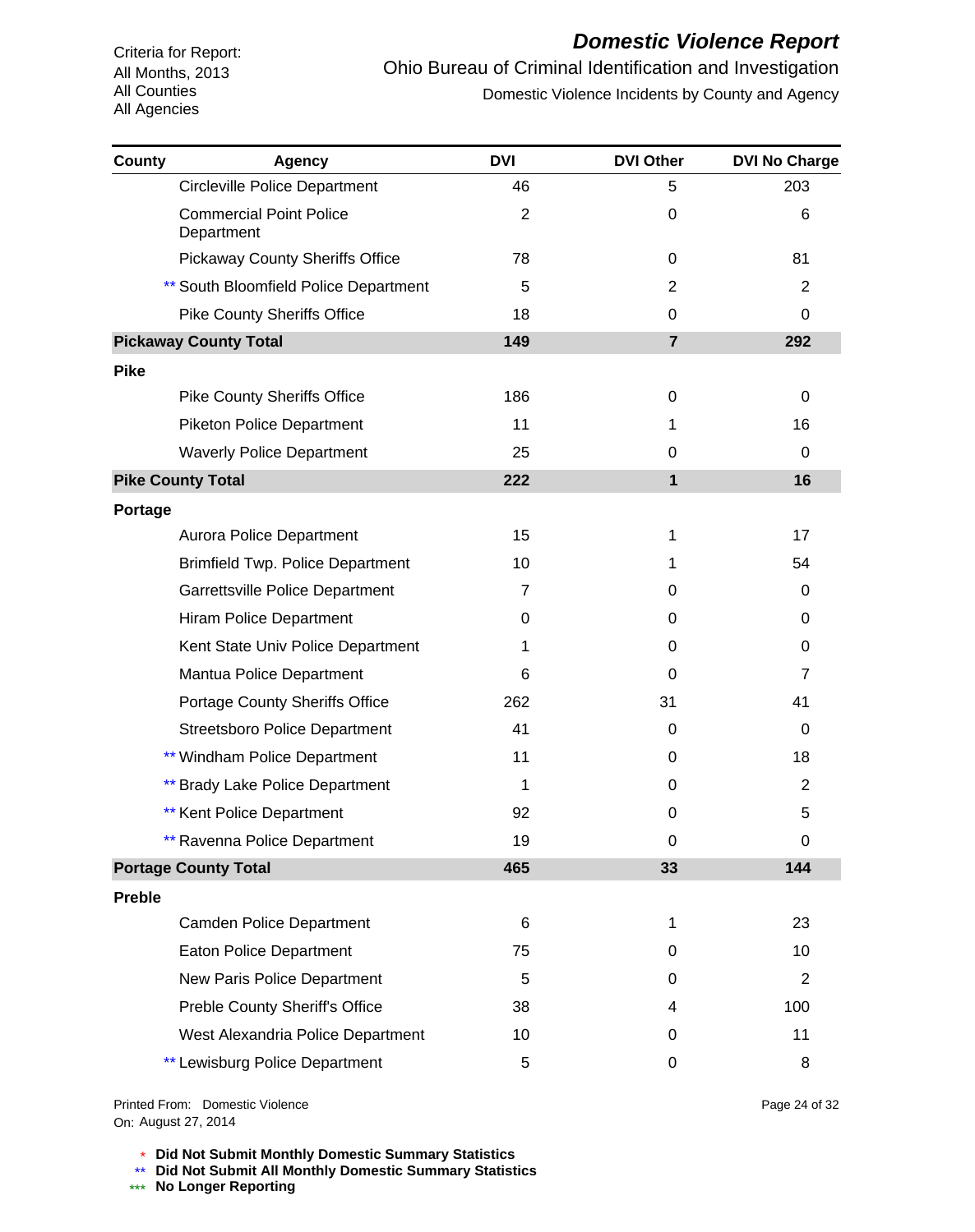Criteria for Report:
All Months, 2013
All Counties
All Agencies

# Domestic Violence Report

## Ohio Bureau of Criminal Identification and Investigation

### Domestic Violence Incidents by County and Agency

| County | Agency | DVI | DVI Other | DVI No Charge |
|---|---|---|---|---|
| | Circleville Police Department | 46 | 5 | 203 |
| | Commercial Point Police Department | 2 | 0 | 6 |
| | Pickaway County Sheriffs Office | 78 | 0 | 81 |
| | ** South Bloomfield Police Department | 5 | 2 | 2 |
| | Pike County Sheriffs Office | 18 | 0 | 0 |
| **Pickaway County Total** | | **149** | **7** | **292** |
| **Pike** | | | | |
| | Pike County Sheriffs Office | 186 | 0 | 0 |
| | Piketon Police Department | 11 | 1 | 16 |
| | Waverly Police Department | 25 | 0 | 0 |
| **Pike County Total** | | **222** | **1** | **16** |
| **Portage** | | | | |
| | Aurora Police Department | 15 | 1 | 17 |
| | Brimfield Twp. Police Department | 10 | 1 | 54 |
| | Garrettsville Police Department | 7 | 0 | 0 |
| | Hiram Police Department | 0 | 0 | 0 |
| | Kent State Univ Police Department | 1 | 0 | 0 |
| | Mantua Police Department | 6 | 0 | 7 |
| | Portage County Sheriffs Office | 262 | 31 | 41 |
| | Streetsboro Police Department | 41 | 0 | 0 |
| | ** Windham Police Department | 11 | 0 | 18 |
| | ** Brady Lake Police Department | 1 | 0 | 2 |
| | ** Kent Police Department | 92 | 0 | 5 |
| | ** Ravenna Police Department | 19 | 0 | 0 |
| **Portage County Total** | | **465** | **33** | **144** |
| **Preble** | | | | |
| | Camden Police Department | 6 | 1 | 23 |
| | Eaton Police Department | 75 | 0 | 10 |
| | New Paris Police Department | 5 | 0 | 2 |
| | Preble County Sheriff's Office | 38 | 4 | 100 |
| | West Alexandria Police Department | 10 | 0 | 11 |
| | ** Lewisburg Police Department | 5 | 0 | 8 |

Printed From: Domestic Violence
On: August 27, 2014

\* **Did Not Submit Monthly Domestic Summary Statistics**
** **Did Not Submit All Monthly Domestic Summary Statistics**
*** **No Longer Reporting**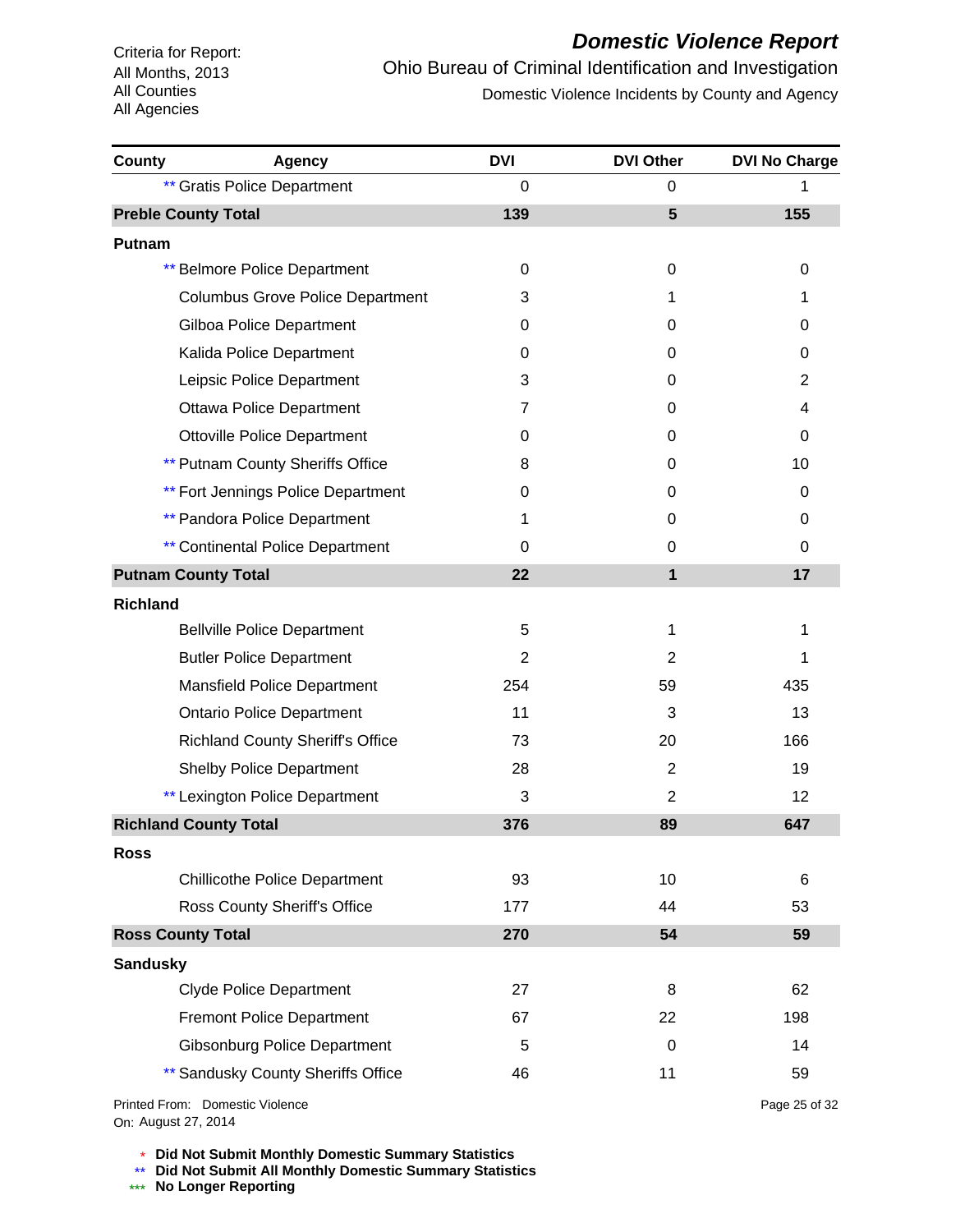Criteria for Report:
All Months, 2013
All Counties
All Agencies

# Domestic Violence Report

## Ohio Bureau of Criminal Identification and Investigation

### Domestic Violence Incidents by County and Agency

| County | Agency | DVI | DVI Other | DVI No Charge |
|---|---|---|---|---|
| | ** Gratis Police Department | 0 | 0 | 1 |
| **Preble County Total** | | **139** | **5** | **155** |
| **Putnam** | | | | |
| | ** Belmore Police Department | 0 | 0 | 0 |
| | Columbus Grove Police Department | 3 | 1 | 1 |
| | Gilboa Police Department | 0 | 0 | 0 |
| | Kalida Police Department | 0 | 0 | 0 |
| | Leipsic Police Department | 3 | 0 | 2 |
| | Ottawa Police Department | 7 | 0 | 4 |
| | Ottoville Police Department | 0 | 0 | 0 |
| | ** Putnam County Sheriffs Office | 8 | 0 | 10 |
| | ** Fort Jennings Police Department | 0 | 0 | 0 |
| | ** Pandora Police Department | 1 | 0 | 0 |
| | ** Continental Police Department | 0 | 0 | 0 |
| **Putnam County Total** | | **22** | **1** | **17** |
| **Richland** | | | | |
| | Bellville Police Department | 5 | 1 | 1 |
| | Butler Police Department | 2 | 2 | 1 |
| | Mansfield Police Department | 254 | 59 | 435 |
| | Ontario Police Department | 11 | 3 | 13 |
| | Richland County Sheriff's Office | 73 | 20 | 166 |
| | Shelby Police Department | 28 | 2 | 19 |
| | ** Lexington Police Department | 3 | 2 | 12 |
| **Richland County Total** | | **376** | **89** | **647** |
| **Ross** | | | | |
| | Chillicothe Police Department | 93 | 10 | 6 |
| | Ross County Sheriff's Office | 177 | 44 | 53 |
| **Ross County Total** | | **270** | **54** | **59** |
| **Sandusky** | | | | |
| | Clyde Police Department | 27 | 8 | 62 |
| | Fremont Police Department | 67 | 22 | 198 |
| | Gibsonburg Police Department | 5 | 0 | 14 |
| | ** Sandusky County Sheriffs Office | 46 | 11 | 59 |

Printed From: Domestic Violence
On: August 27, 2014

\* **Did Not Submit Monthly Domestic Summary Statistics**
** **Did Not Submit All Monthly Domestic Summary Statistics**
*** **No Longer Reporting**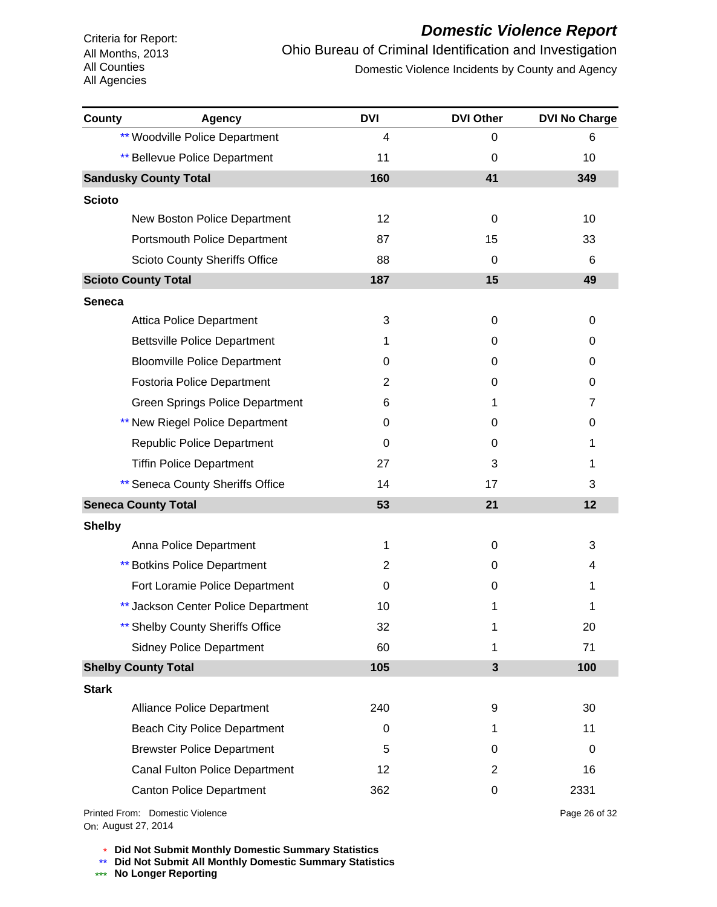Criteria for Report:
All Months, 2013
All Counties
All Agencies

# Domestic Violence Report

## Ohio Bureau of Criminal Identification and Investigation

### Domestic Violence Incidents by County and Agency

| County | Agency | DVI | DVI Other | DVI No Charge |
|---|---|---|---|---|
| | ** Woodville Police Department | 4 | 0 | 6 |
| | ** Bellevue Police Department | 11 | 0 | 10 |
| **Sandusky County Total** | | **160** | **41** | **349** |
| **Scioto** | | | | |
| | New Boston Police Department | 12 | 0 | 10 |
| | Portsmouth Police Department | 87 | 15 | 33 |
| | Scioto County Sheriffs Office | 88 | 0 | 6 |
| **Scioto County Total** | | **187** | **15** | **49** |
| **Seneca** | | | | |
| | Attica Police Department | 3 | 0 | 0 |
| | Bettsville Police Department | 1 | 0 | 0 |
| | Bloomville Police Department | 0 | 0 | 0 |
| | Fostoria Police Department | 2 | 0 | 0 |
| | Green Springs Police Department | 6 | 1 | 7 |
| | ** New Riegel Police Department | 0 | 0 | 0 |
| | Republic Police Department | 0 | 0 | 1 |
| | Tiffin Police Department | 27 | 3 | 1 |
| | ** Seneca County Sheriffs Office | 14 | 17 | 3 |
| **Seneca County Total** | | **53** | **21** | **12** |
| **Shelby** | | | | |
| | Anna Police Department | 1 | 0 | 3 |
| | ** Botkins Police Department | 2 | 0 | 4 |
| | Fort Loramie Police Department | 0 | 0 | 1 |
| | ** Jackson Center Police Department | 10 | 1 | 1 |
| | ** Shelby County Sheriffs Office | 32 | 1 | 20 |
| | Sidney Police Department | 60 | 1 | 71 |
| **Shelby County Total** | | **105** | **3** | **100** |
| **Stark** | | | | |
| | Alliance Police Department | 240 | 9 | 30 |
| | Beach City Police Department | 0 | 1 | 11 |
| | Brewster Police Department | 5 | 0 | 0 |
| | Canal Fulton Police Department | 12 | 2 | 16 |
| | Canton Police Department | 362 | 0 | 2331 |

Printed From: Domestic Violence
On: August 27, 2014

\* **Did Not Submit Monthly Domestic Summary Statistics**
\*\* **Did Not Submit All Monthly Domestic Summary Statistics**
\*\*\* **No Longer Reporting**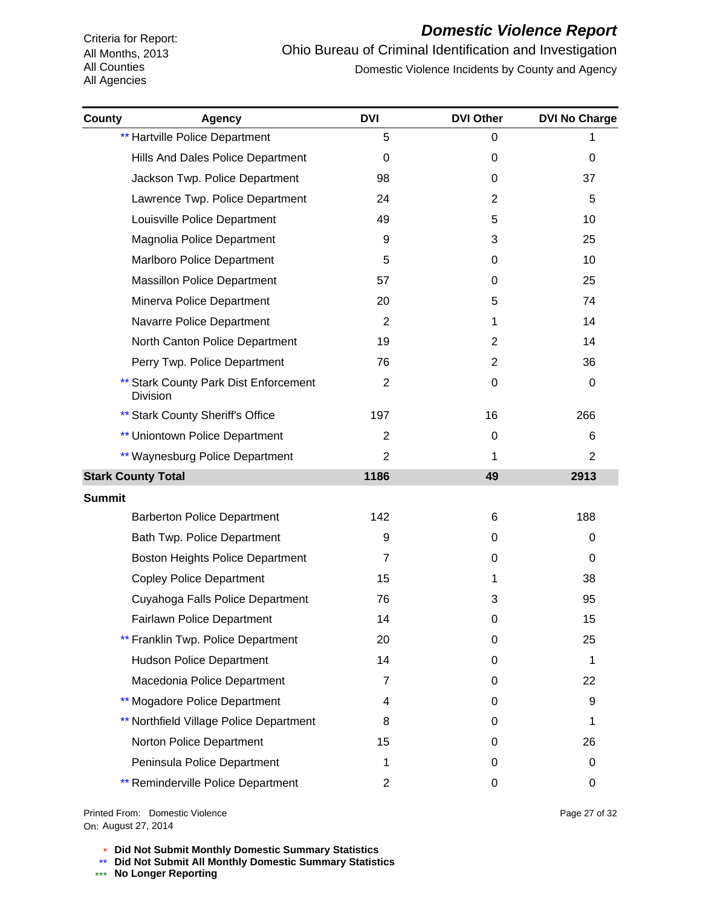Criteria for Report:
All Months, 2013
All Counties
All Agencies

# *Domestic Violence Report*

Ohio Bureau of Criminal Identification and Investigation

Domestic Violence Incidents by County and Agency

| County | Agency | DVI | DVI Other | DVI No Charge |
|---|---|---|---|---|
| | ** Hartville Police Department | 5 | 0 | 1 |
| | Hills And Dales Police Department | 0 | 0 | 0 |
| | Jackson Twp. Police Department | 98 | 0 | 37 |
| | Lawrence Twp. Police Department | 24 | 2 | 5 |
| | Louisville Police Department | 49 | 5 | 10 |
| | Magnolia Police Department | 9 | 3 | 25 |
| | Marlboro Police Department | 5 | 0 | 10 |
| | Massillon Police Department | 57 | 0 | 25 |
| | Minerva Police Department | 20 | 5 | 74 |
| | Navarre Police Department | 2 | 1 | 14 |
| | North Canton Police Department | 19 | 2 | 14 |
| | Perry Twp. Police Department | 76 | 2 | 36 |
| | ** Stark County Park Dist Enforcement Division | 2 | 0 | 0 |
| | ** Stark County Sheriff's Office | 197 | 16 | 266 |
| | ** Uniontown Police Department | 2 | 0 | 6 |
| | ** Waynesburg Police Department | 2 | 1 | 2 |
| **Stark County Total** | | **1186** | **49** | **2913** |
| **Summit** | | | | |
| | Barberton Police Department | 142 | 6 | 188 |
| | Bath Twp. Police Department | 9 | 0 | 0 |
| | Boston Heights Police Department | 7 | 0 | 0 |
| | Copley Police Department | 15 | 1 | 38 |
| | Cuyahoga Falls Police Department | 76 | 3 | 95 |
| | Fairlawn Police Department | 14 | 0 | 15 |
| | ** Franklin Twp. Police Department | 20 | 0 | 25 |
| | Hudson Police Department | 14 | 0 | 1 |
| | Macedonia Police Department | 7 | 0 | 22 |
| | ** Mogadore Police Department | 4 | 0 | 9 |
| | ** Northfield Village Police Department | 8 | 0 | 1 |
| | Norton Police Department | 15 | 0 | 26 |
| | Peninsula Police Department | 1 | 0 | 0 |
| | ** Reminderville Police Department | 2 | 0 | 0 |

Printed From: Domestic Violence
On: August 27, 2014

\* **Did Not Submit Monthly Domestic Summary Statistics**
** **Did Not Submit All Monthly Domestic Summary Statistics**
*** **No Longer Reporting**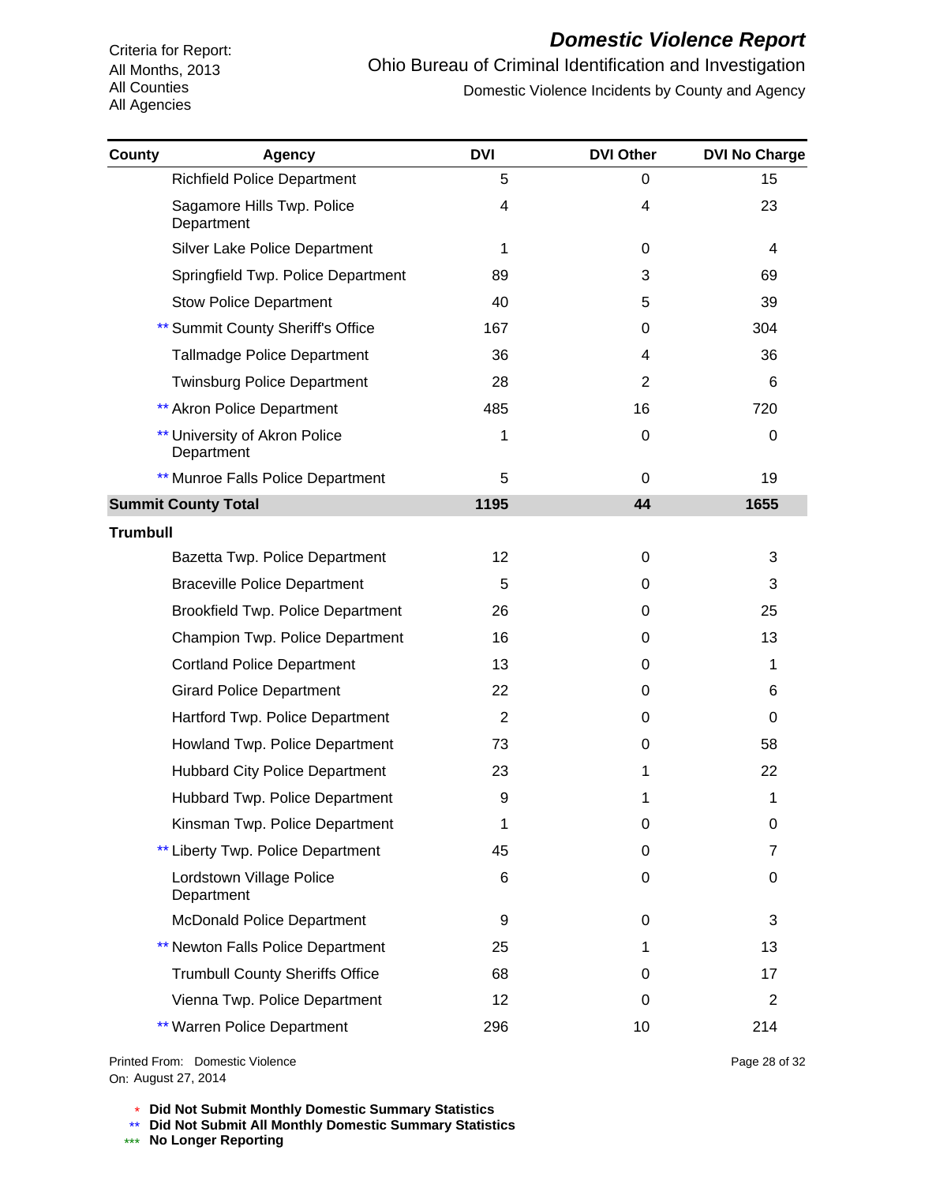Criteria for Report:
All Months, 2013
All Counties
All Agencies

# *Domestic Violence Report*

Ohio Bureau of Criminal Identification and Investigation

Domestic Violence Incidents by County and Agency

| County | Agency | DVI | DVI Other | DVI No Charge |
|---|---|---|---|---|
| | Richfield Police Department | 5 | 0 | 15 |
| | Sagamore Hills Twp. Police Department | 4 | 4 | 23 |
| | Silver Lake Police Department | 1 | 0 | 4 |
| | Springfield Twp. Police Department | 89 | 3 | 69 |
| | Stow Police Department | 40 | 5 | 39 |
| | ** Summit County Sheriff's Office | 167 | 0 | 304 |
| | Tallmadge Police Department | 36 | 4 | 36 |
| | Twinsburg Police Department | 28 | 2 | 6 |
| | ** Akron Police Department | 485 | 16 | 720 |
| | ** University of Akron Police Department | 1 | 0 | 0 |
| | ** Munroe Falls Police Department | 5 | 0 | 19 |
| **Summit County Total** | | **1195** | **44** | **1655** |
| **Trumbull** | | | | |
| | Bazetta Twp. Police Department | 12 | 0 | 3 |
| | Braceville Police Department | 5 | 0 | 3 |
| | Brookfield Twp. Police Department | 26 | 0 | 25 |
| | Champion Twp. Police Department | 16 | 0 | 13 |
| | Cortland Police Department | 13 | 0 | 1 |
| | Girard Police Department | 22 | 0 | 6 |
| | Hartford Twp. Police Department | 2 | 0 | 0 |
| | Howland Twp. Police Department | 73 | 0 | 58 |
| | Hubbard City Police Department | 23 | 1 | 22 |
| | Hubbard Twp. Police Department | 9 | 1 | 1 |
| | Kinsman Twp. Police Department | 1 | 0 | 0 |
| | ** Liberty Twp. Police Department | 45 | 0 | 7 |
| | Lordstown Village Police Department | 6 | 0 | 0 |
| | McDonald Police Department | 9 | 0 | 3 |
| | ** Newton Falls Police Department | 25 | 1 | 13 |
| | Trumbull County Sheriffs Office | 68 | 0 | 17 |
| | Vienna Twp. Police Department | 12 | 0 | 2 |
| | ** Warren Police Department | 296 | 10 | 214 |

Printed From: Domestic Violence
On: August 27, 2014

\* **Did Not Submit Monthly Domestic Summary Statistics**
** **Did Not Submit All Monthly Domestic Summary Statistics**
*** **No Longer Reporting**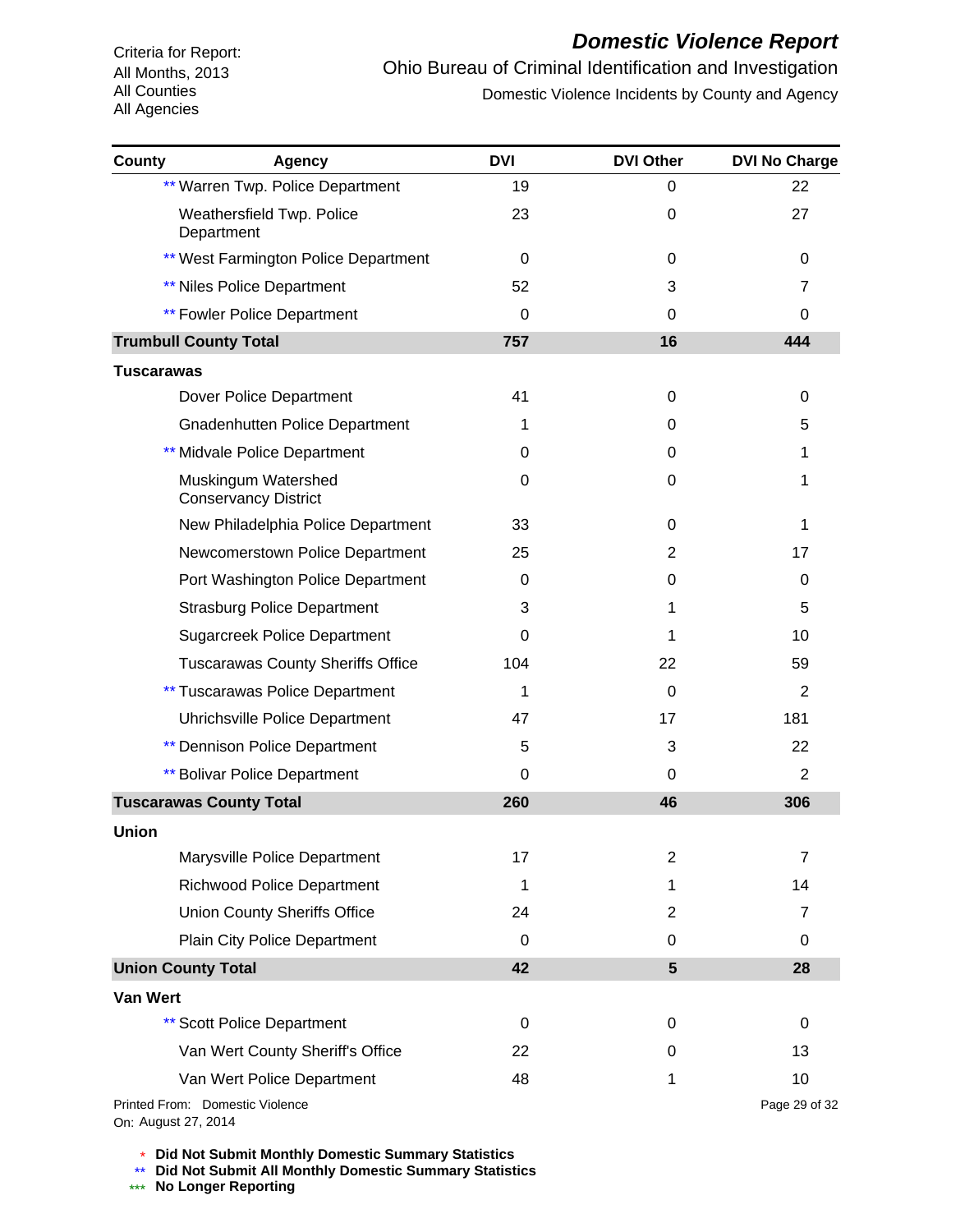Criteria for Report:
All Months, 2013
All Counties
All Agencies

# *Domestic Violence Report*

Ohio Bureau of Criminal Identification and Investigation

Domestic Violence Incidents by County and Agency

| County | Agency | DVI | DVI Other | DVI No Charge |
|---|---|---|---|---|
| | ** Warren Twp. Police Department | 19 | 0 | 22 |
| | Weathersfield Twp. Police Department | 23 | 0 | 27 |
| | ** West Farmington Police Department | 0 | 0 | 0 |
| | ** Niles Police Department | 52 | 3 | 7 |
| | ** Fowler Police Department | 0 | 0 | 0 |
| **Trumbull County Total** | | **757** | **16** | **444** |
| **Tuscarawas** | | | | |
| | Dover Police Department | 41 | 0 | 0 |
| | Gnadenhutten Police Department | 1 | 0 | 5 |
| | ** Midvale Police Department | 0 | 0 | 1 |
| | Muskingum Watershed Conservancy District | 0 | 0 | 1 |
| | New Philadelphia Police Department | 33 | 0 | 1 |
| | Newcomerstown Police Department | 25 | 2 | 17 |
| | Port Washington Police Department | 0 | 0 | 0 |
| | Strasburg Police Department | 3 | 1 | 5 |
| | Sugarcreek Police Department | 0 | 1 | 10 |
| | Tuscarawas County Sheriffs Office | 104 | 22 | 59 |
| | ** Tuscarawas Police Department | 1 | 0 | 2 |
| | Uhrichsville Police Department | 47 | 17 | 181 |
| | ** Dennison Police Department | 5 | 3 | 22 |
| | ** Bolivar Police Department | 0 | 0 | 2 |
| **Tuscarawas County Total** | | **260** | **46** | **306** |
| **Union** | | | | |
| | Marysville Police Department | 17 | 2 | 7 |
| | Richwood Police Department | 1 | 1 | 14 |
| | Union County Sheriffs Office | 24 | 2 | 7 |
| | Plain City Police Department | 0 | 0 | 0 |
| **Union County Total** | | **42** | **5** | **28** |
| **Van Wert** | | | | |
| | ** Scott Police Department | 0 | 0 | 0 |
| | Van Wert County Sheriff's Office | 22 | 0 | 13 |
| | Van Wert Police Department | 48 | 1 | 10 |

Printed From: Domestic Violence
On: August 27, 2014

\* **Did Not Submit Monthly Domestic Summary Statistics**
** **Did Not Submit All Monthly Domestic Summary Statistics**
*** **No Longer Reporting**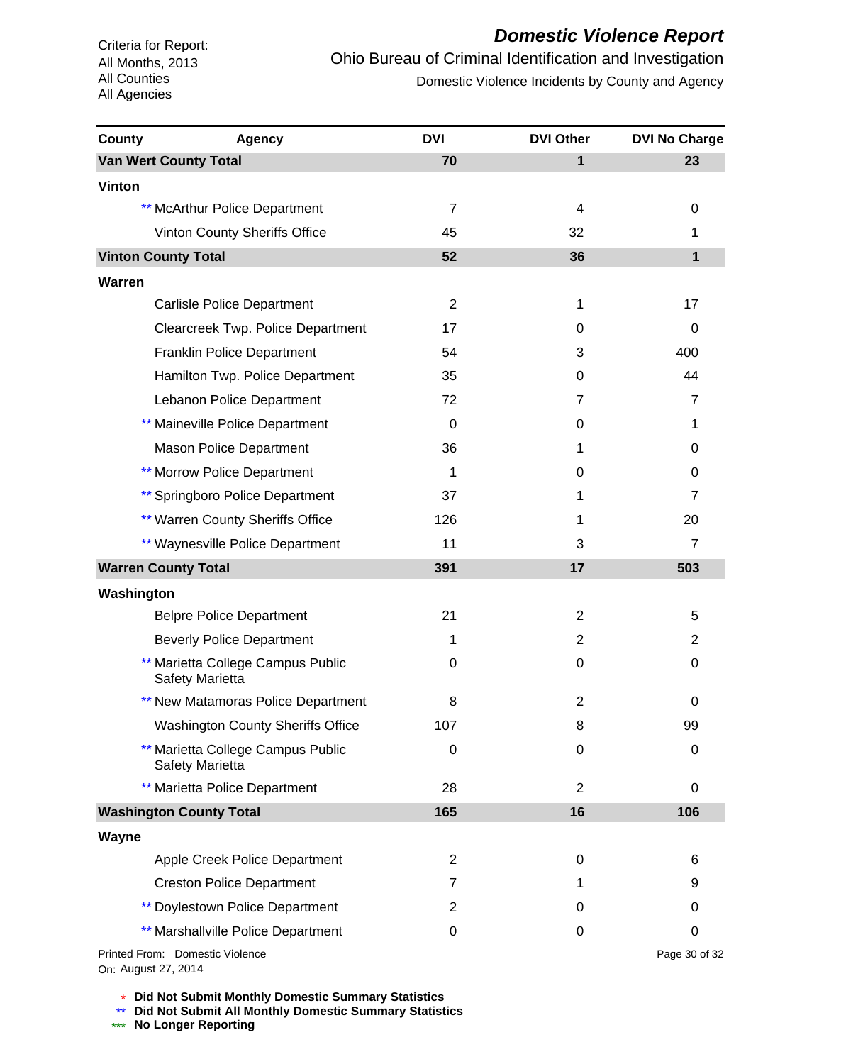Criteria for Report:
All Months, 2013
All Counties
All Agencies

# *Domestic Violence Report*

Ohio Bureau of Criminal Identification and Investigation

Domestic Violence Incidents by County and Agency

| County | Agency | DVI | DVI Other | DVI No Charge |
|---|---|---|---|---|
| **Van Wert County Total** | | **70** | **1** | **23** |
| **Vinton** | | | | |
| | ** McArthur Police Department | 7 | 4 | 0 |
| | Vinton County Sheriffs Office | 45 | 32 | 1 |
| **Vinton County Total** | | **52** | **36** | **1** |
| **Warren** | | | | |
| | Carlisle Police Department | 2 | 1 | 17 |
| | Clearcreek Twp. Police Department | 17 | 0 | 0 |
| | Franklin Police Department | 54 | 3 | 400 |
| | Hamilton Twp. Police Department | 35 | 0 | 44 |
| | Lebanon Police Department | 72 | 7 | 7 |
| | ** Maineville Police Department | 0 | 0 | 1 |
| | Mason Police Department | 36 | 1 | 0 |
| | ** Morrow Police Department | 1 | 0 | 0 |
| | ** Springboro Police Department | 37 | 1 | 7 |
| | ** Warren County Sheriffs Office | 126 | 1 | 20 |
| | ** Waynesville Police Department | 11 | 3 | 7 |
| **Warren County Total** | | **391** | **17** | **503** |
| **Washington** | | | | |
| | Belpre Police Department | 21 | 2 | 5 |
| | Beverly Police Department | 1 | 2 | 2 |
| | ** Marietta College Campus Public Safety Marietta | 0 | 0 | 0 |
| | ** New Matamoras Police Department | 8 | 2 | 0 |
| | Washington County Sheriffs Office | 107 | 8 | 99 |
| | ** Marietta College Campus Public Safety Marietta | 0 | 0 | 0 |
| | ** Marietta Police Department | 28 | 2 | 0 |
| **Washington County Total** | | **165** | **16** | **106** |
| **Wayne** | | | | |
| | Apple Creek Police Department | 2 | 0 | 6 |
| | Creston Police Department | 7 | 1 | 9 |
| | ** Doylestown Police Department | 2 | 0 | 0 |
| | ** Marshallville Police Department | 0 | 0 | 0 |

Printed From: Domestic Violence
On: August 27, 2014

\* **Did Not Submit Monthly Domestic Summary Statistics**
** **Did Not Submit All Monthly Domestic Summary Statistics**
*** **No Longer Reporting**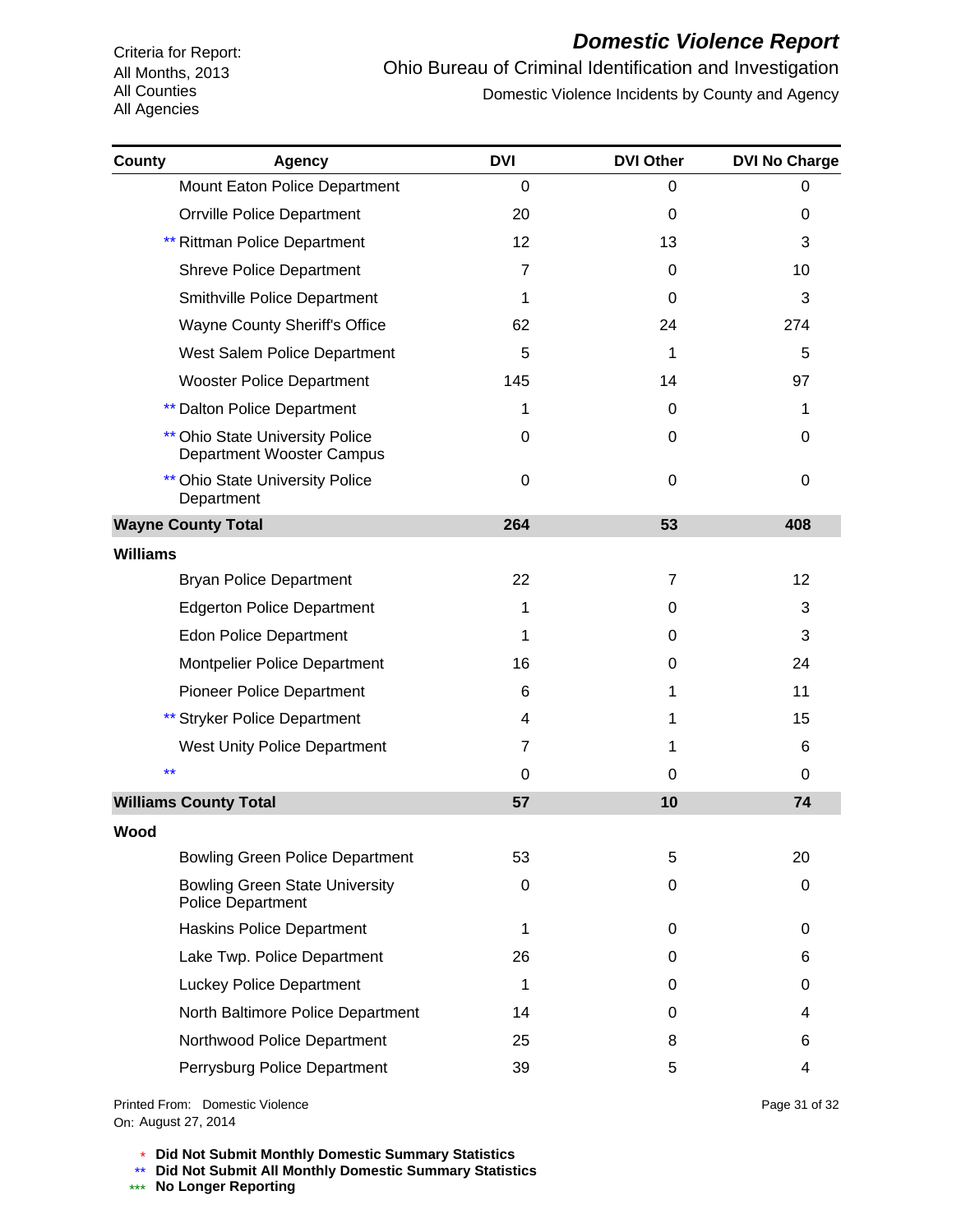# *Domestic Violence Report*

Ohio Bureau of Criminal Identification and Investigation

Domestic Violence Incidents by County and Agency

Criteria for Report:
All Months, 2013
All Counties
All Agencies

| County | Agency | DVI | DVI Other | DVI No Charge |
|---|---|---|---|---|
| | Mount Eaton Police Department | 0 | 0 | 0 |
| | Orrville Police Department | 20 | 0 | 0 |
| | ** Rittman Police Department | 12 | 13 | 3 |
| | Shreve Police Department | 7 | 0 | 10 |
| | Smithville Police Department | 1 | 0 | 3 |
| | Wayne County Sheriff's Office | 62 | 24 | 274 |
| | West Salem Police Department | 5 | 1 | 5 |
| | Wooster Police Department | 145 | 14 | 97 |
| | ** Dalton Police Department | 1 | 0 | 1 |
| | ** Ohio State University Police Department Wooster Campus | 0 | 0 | 0 |
| | ** Ohio State University Police Department | 0 | 0 | 0 |
| **Wayne County Total** | | **264** | **53** | **408** |
| **Williams** | | | | |
| | Bryan Police Department | 22 | 7 | 12 |
| | Edgerton Police Department | 1 | 0 | 3 |
| | Edon Police Department | 1 | 0 | 3 |
| | Montpelier Police Department | 16 | 0 | 24 |
| | Pioneer Police Department | 6 | 1 | 11 |
| | ** Stryker Police Department | 4 | 1 | 15 |
| | West Unity Police Department | 7 | 1 | 6 |
| | ** | 0 | 0 | 0 |
| **Williams County Total** | | **57** | **10** | **74** |
| **Wood** | | | | |
| | Bowling Green Police Department | 53 | 5 | 20 |
| | Bowling Green State University Police Department | 0 | 0 | 0 |
| | Haskins Police Department | 1 | 0 | 0 |
| | Lake Twp. Police Department | 26 | 0 | 6 |
| | Luckey Police Department | 1 | 0 | 0 |
| | North Baltimore Police Department | 14 | 0 | 4 |
| | Northwood Police Department | 25 | 8 | 6 |
| | Perrysburg Police Department | 39 | 5 | 4 |

Printed From: Domestic Violence
On: August 27, 2014

\* **Did Not Submit Monthly Domestic Summary Statistics**
** **Did Not Submit All Monthly Domestic Summary Statistics**
*** **No Longer Reporting**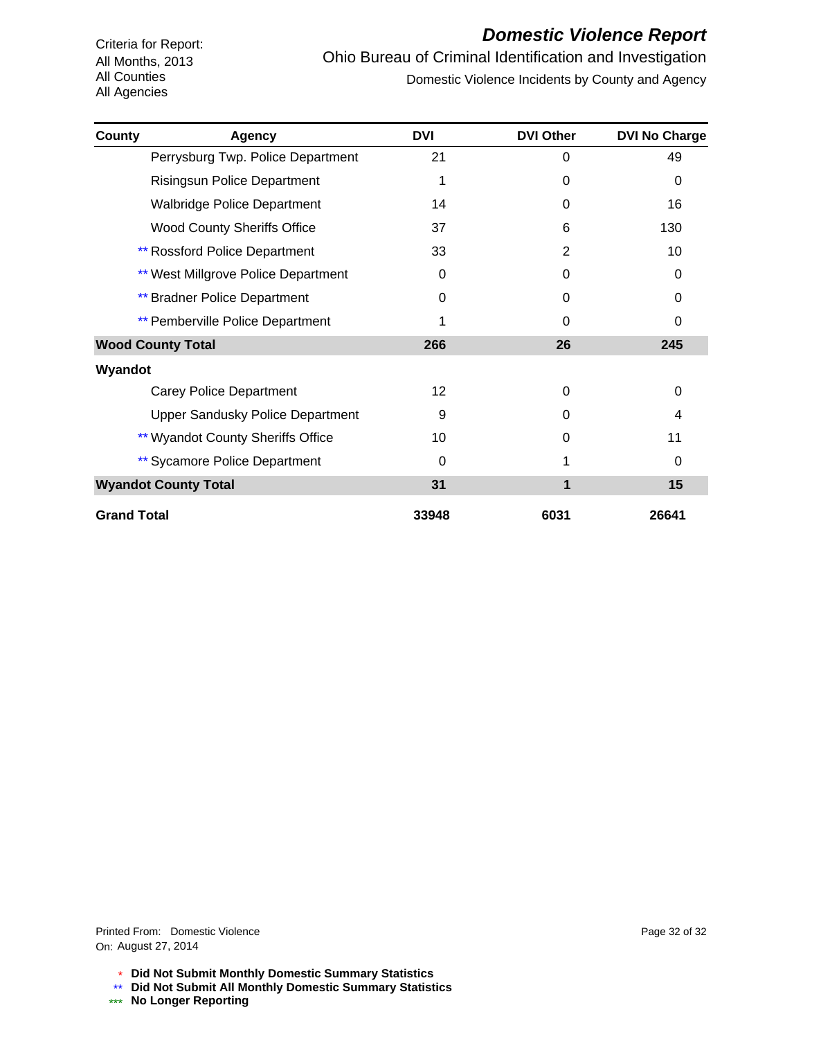# Domestic Violence Report

Criteria for Report:
All Months, 2013
All Counties
All Agencies

Ohio Bureau of Criminal Identification and Investigation

Domestic Violence Incidents by County and Agency

| County | Agency | DVI | DVI Other | DVI No Charge |
|---|---|---|---|---|
| | Perrysburg Twp. Police Department | 21 | 0 | 49 |
| | Risingsun Police Department | 1 | 0 | 0 |
| | Walbridge Police Department | 14 | 0 | 16 |
| | Wood County Sheriffs Office | 37 | 6 | 130 |
| | ** Rossford Police Department | 33 | 2 | 10 |
| | ** West Millgrove Police Department | 0 | 0 | 0 |
| | ** Bradner Police Department | 0 | 0 | 0 |
| | ** Pemberville Police Department | 1 | 0 | 0 |
| **Wood County Total** | | **266** | **26** | **245** |
| **Wyandot** | | | | |
| | Carey Police Department | 12 | 0 | 0 |
| | Upper Sandusky Police Department | 9 | 0 | 4 |
| | ** Wyandot County Sheriffs Office | 10 | 0 | 11 |
| | ** Sycamore Police Department | 0 | 1 | 0 |
| **Wyandot County Total** | | **31** | **1** | **15** |
| **Grand Total** | | **33948** | **6031** | **26641** |

Printed From: Domestic Violence
On: August 27, 2014

\* **Did Not Submit Monthly Domestic Summary Statistics**
** **Did Not Submit All Monthly Domestic Summary Statistics**
*** **No Longer Reporting**